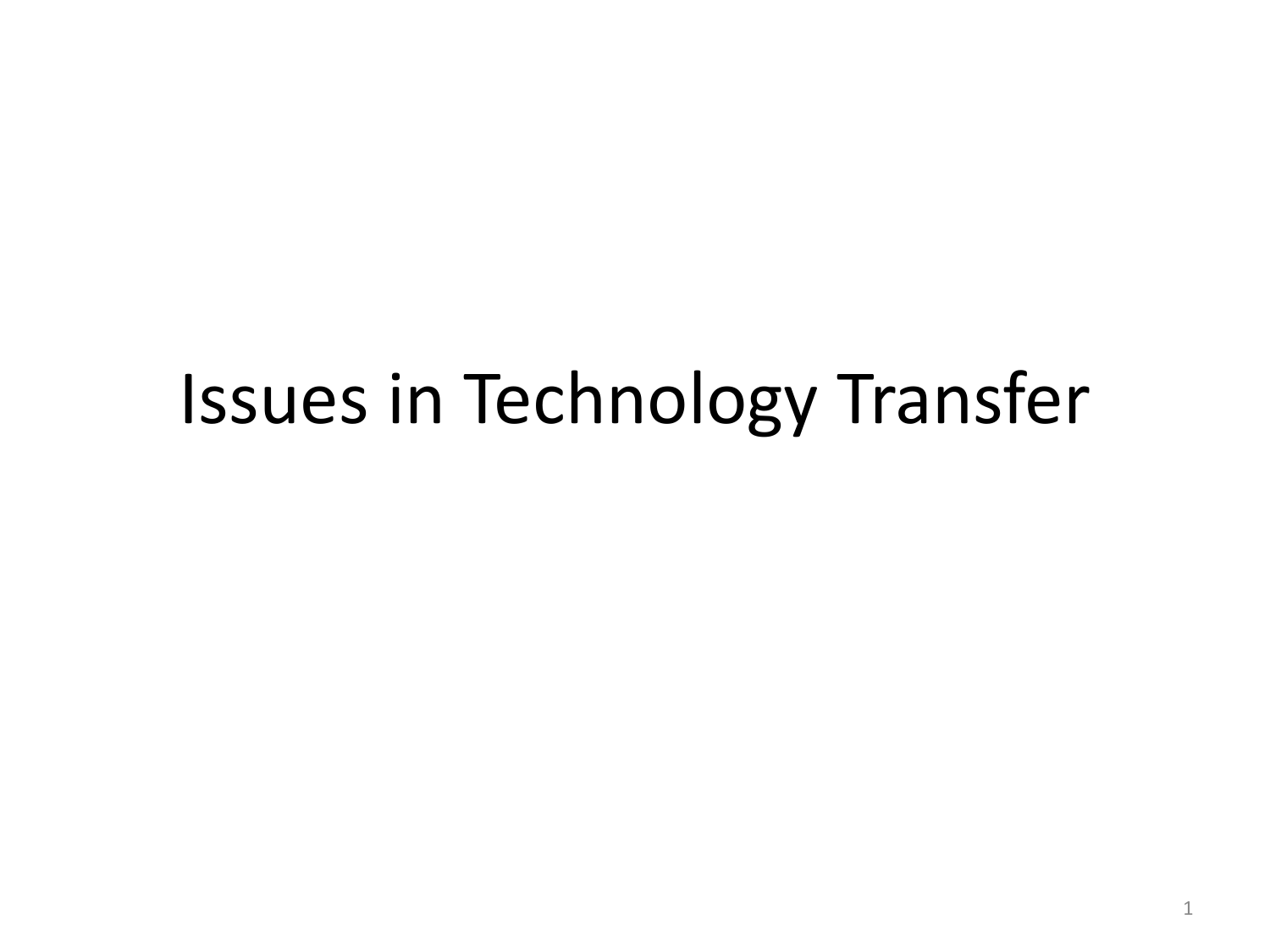# Issues in Technology Transfer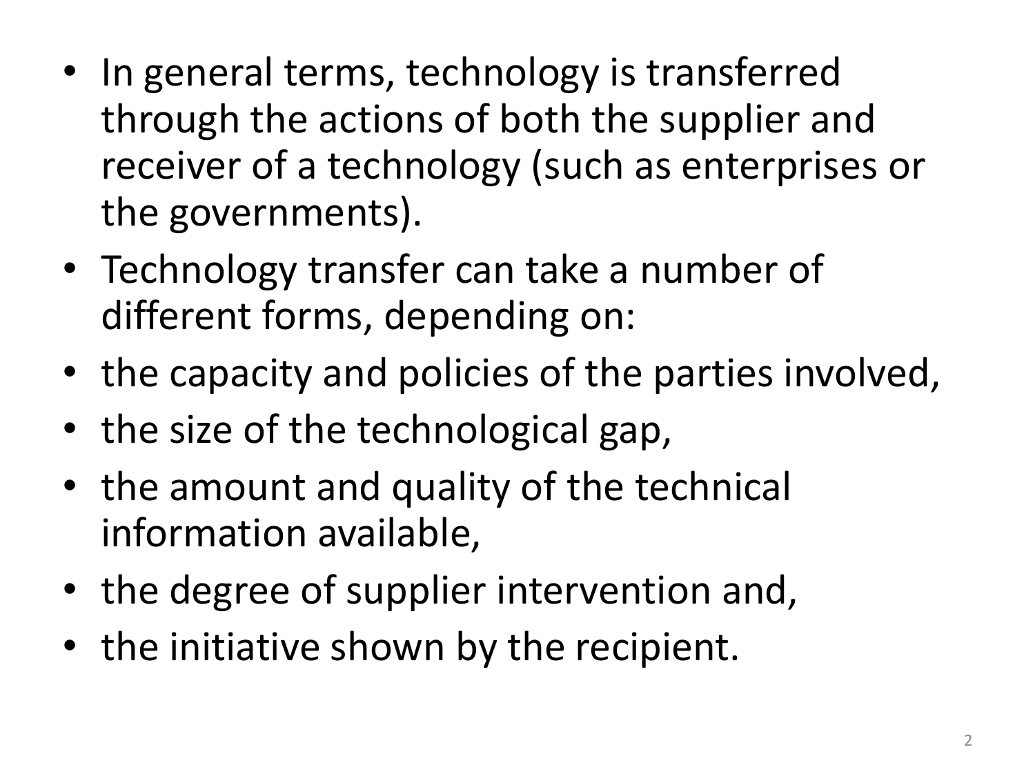- In general terms, technology is transferred through the actions of both the supplier and receiver of a technology (such as enterprises or the governments).
- Technology transfer can take a number of different forms, depending on:
- the capacity and policies of the parties involved,
- the size of the technological gap,
- the amount and quality of the technical information available,
- the degree of supplier intervention and,
- the initiative shown by the recipient.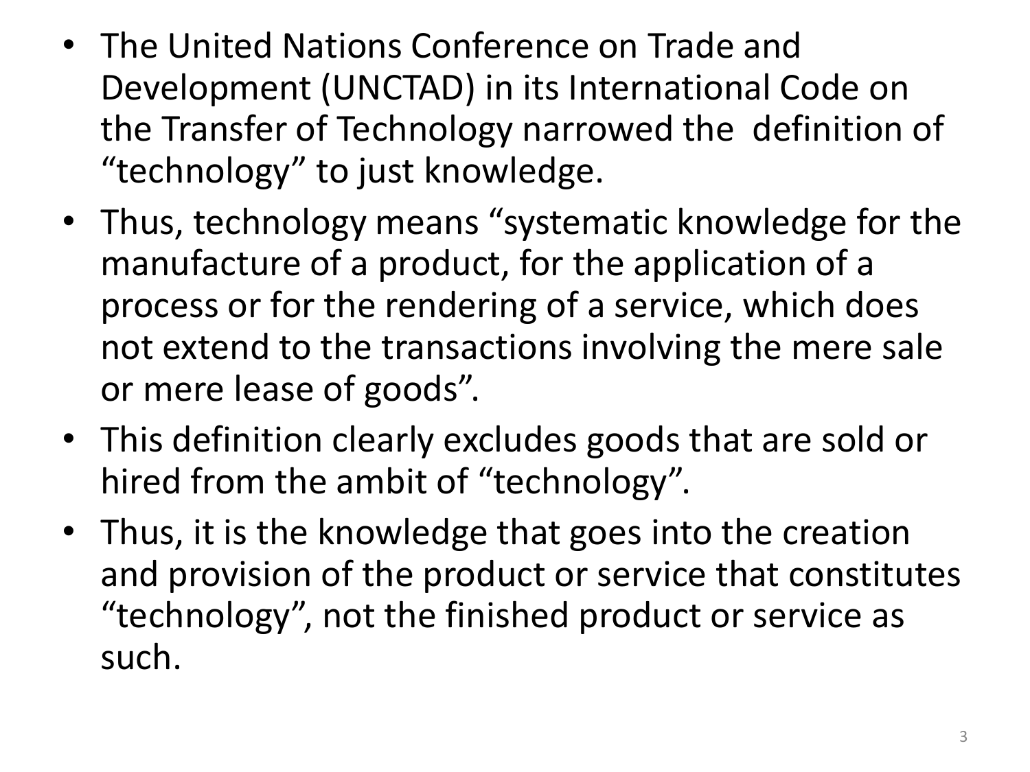- The United Nations Conference on Trade and Development (UNCTAD) in its International Code on the Transfer of Technology narrowed the definition of "technology" to just knowledge.
- Thus, technology means "systematic knowledge for the manufacture of a product, for the application of a process or for the rendering of a service, which does not extend to the transactions involving the mere sale or mere lease of goods".
- This definition clearly excludes goods that are sold or hired from the ambit of "technology".
- Thus, it is the knowledge that goes into the creation and provision of the product or service that constitutes "technology", not the finished product or service as such.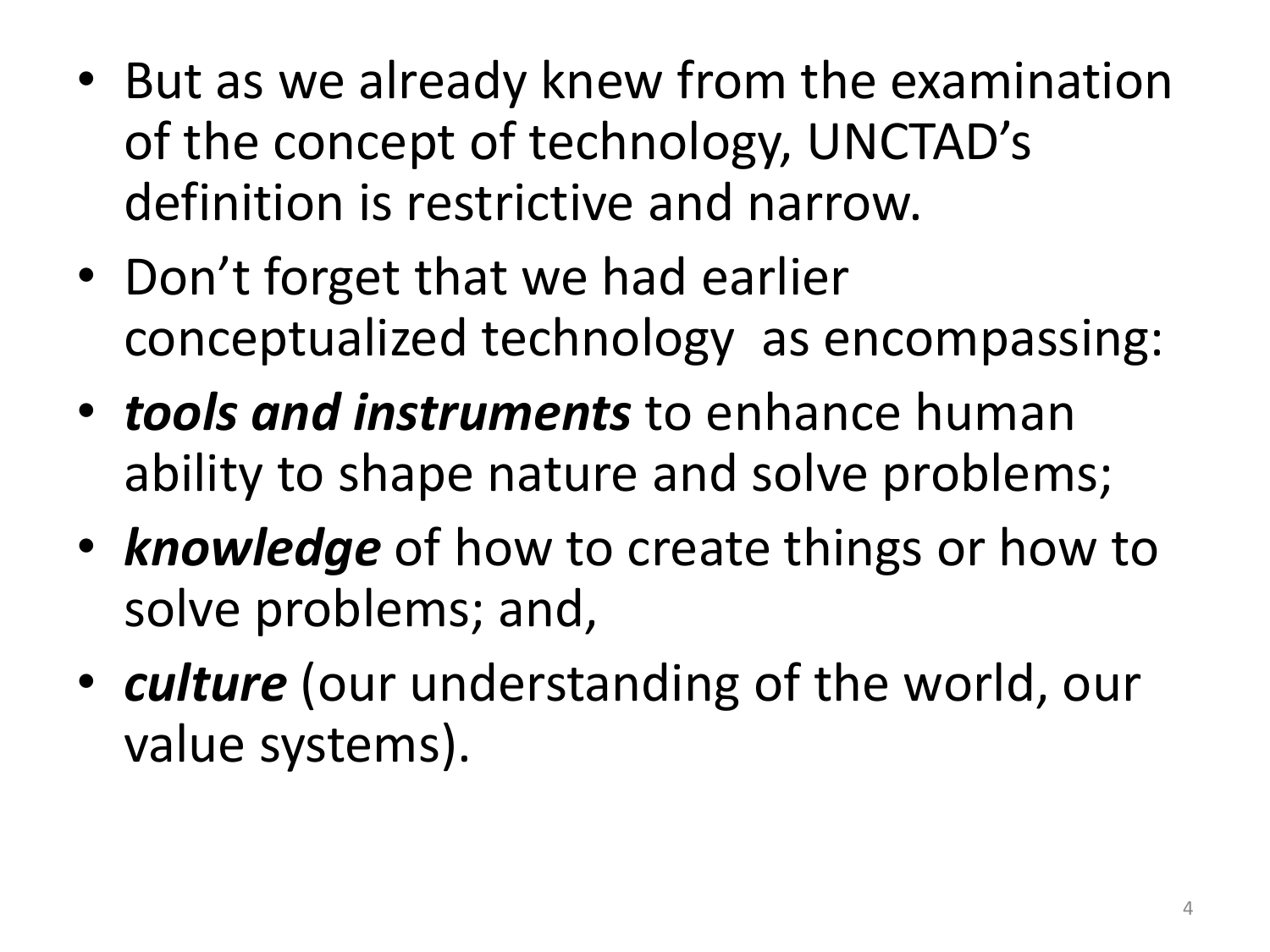- But as we already knew from the examination of the concept of technology, UNCTAD's definition is restrictive and narrow.
- Don't forget that we had earlier conceptualized technology as encompassing:
- ***tools and instruments*** to enhance human ability to shape nature and solve problems;
- ***knowledge*** of how to create things or how to solve problems; and,
- ***culture*** (our understanding of the world, our value systems).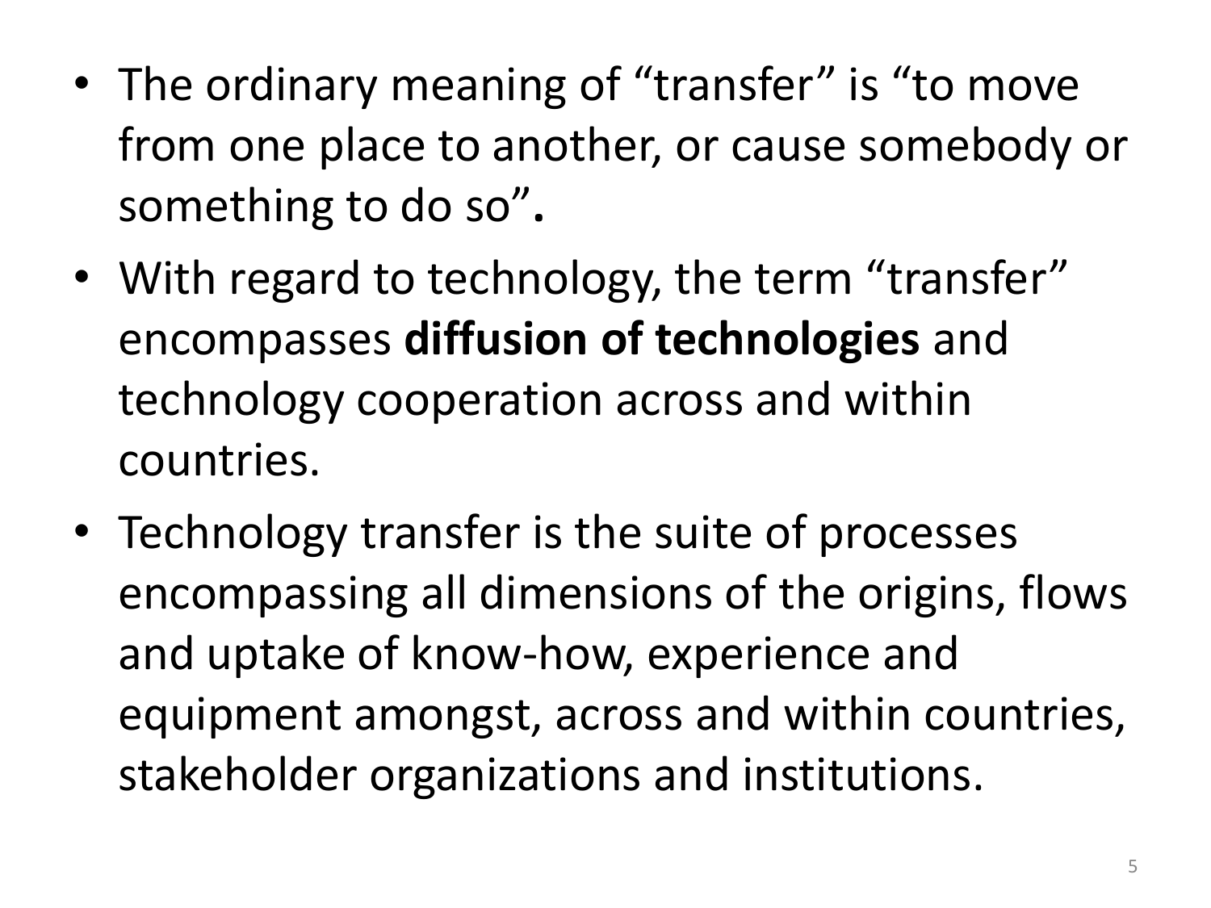- The ordinary meaning of “transfer” is “to move from one place to another, or cause somebody or something to do so”**.**
- With regard to technology, the term “transfer” encompasses **diffusion of technologies** and technology cooperation across and within countries.
- Technology transfer is the suite of processes encompassing all dimensions of the origins, flows and uptake of know-how, experience and equipment amongst, across and within countries, stakeholder organizations and institutions.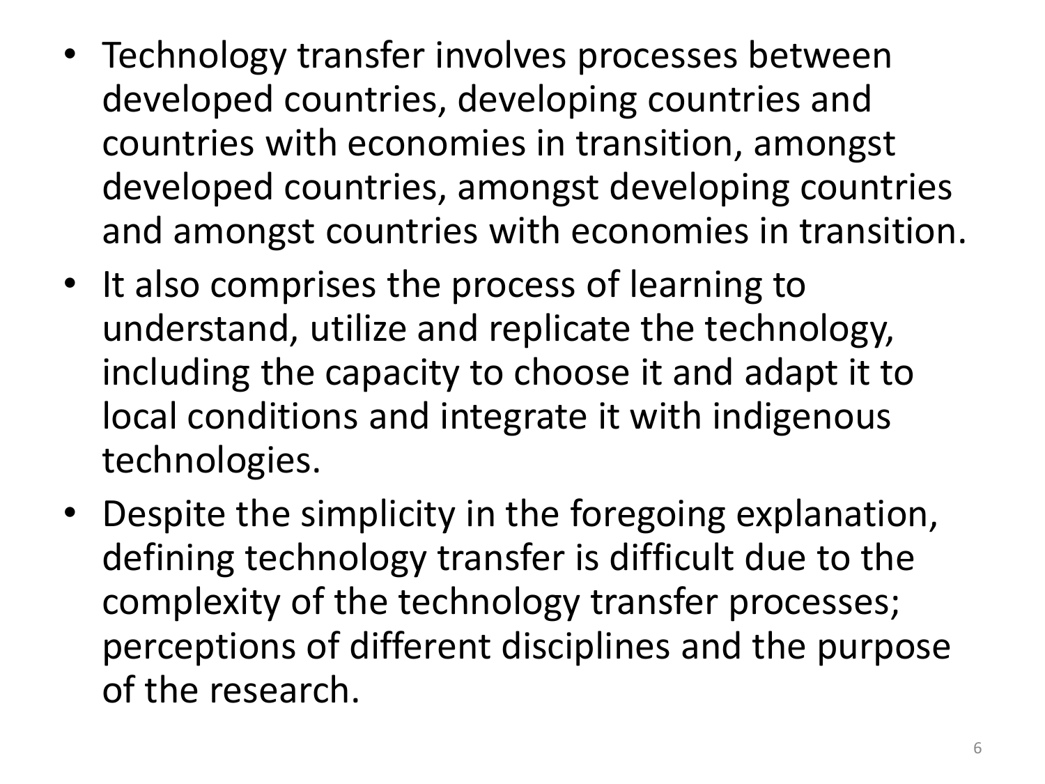- Technology transfer involves processes between developed countries, developing countries and countries with economies in transition, amongst developed countries, amongst developing countries and amongst countries with economies in transition.
- It also comprises the process of learning to understand, utilize and replicate the technology, including the capacity to choose it and adapt it to local conditions and integrate it with indigenous technologies.
- Despite the simplicity in the foregoing explanation, defining technology transfer is difficult due to the complexity of the technology transfer processes; perceptions of different disciplines and the purpose of the research.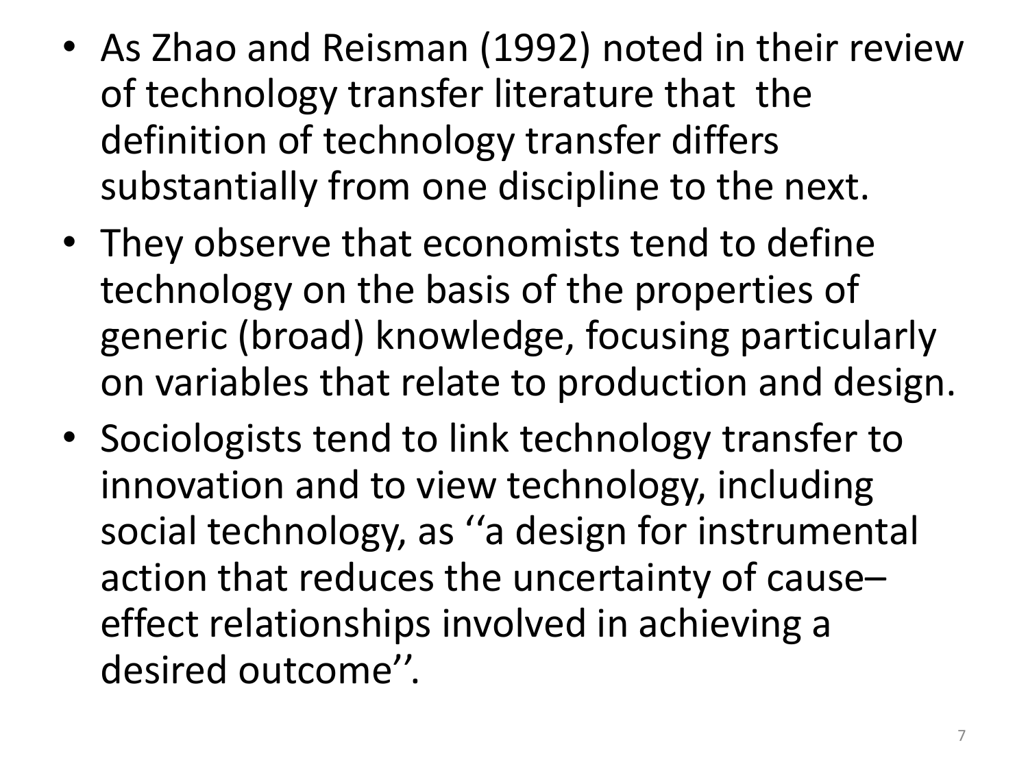- As Zhao and Reisman (1992) noted in their review of technology transfer literature that the definition of technology transfer differs substantially from one discipline to the next.
- They observe that economists tend to define technology on the basis of the properties of generic (broad) knowledge, focusing particularly on variables that relate to production and design.
- Sociologists tend to link technology transfer to innovation and to view technology, including social technology, as ''a design for instrumental action that reduces the uncertainty of cause–effect relationships involved in achieving a desired outcome''.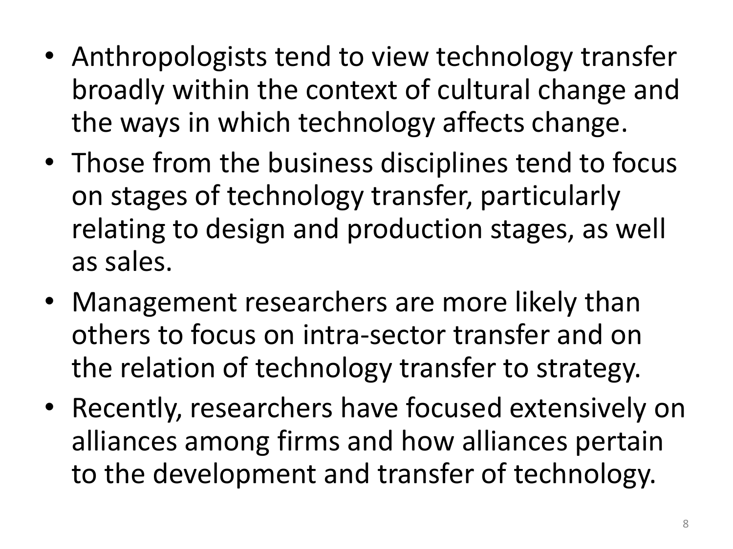- Anthropologists tend to view technology transfer broadly within the context of cultural change and the ways in which technology affects change.
- Those from the business disciplines tend to focus on stages of technology transfer, particularly relating to design and production stages, as well as sales.
- Management researchers are more likely than others to focus on intra-sector transfer and on the relation of technology transfer to strategy.
- Recently, researchers have focused extensively on alliances among firms and how alliances pertain to the development and transfer of technology.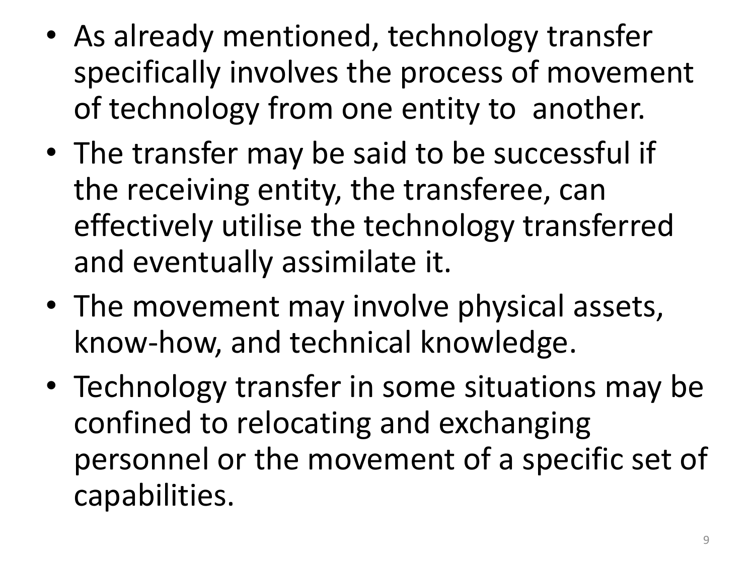- As already mentioned, technology transfer specifically involves the process of movement of technology from one entity to another.
- The transfer may be said to be successful if the receiving entity, the transferee, can effectively utilise the technology transferred and eventually assimilate it.
- The movement may involve physical assets, know-how, and technical knowledge.
- Technology transfer in some situations may be confined to relocating and exchanging personnel or the movement of a specific set of capabilities.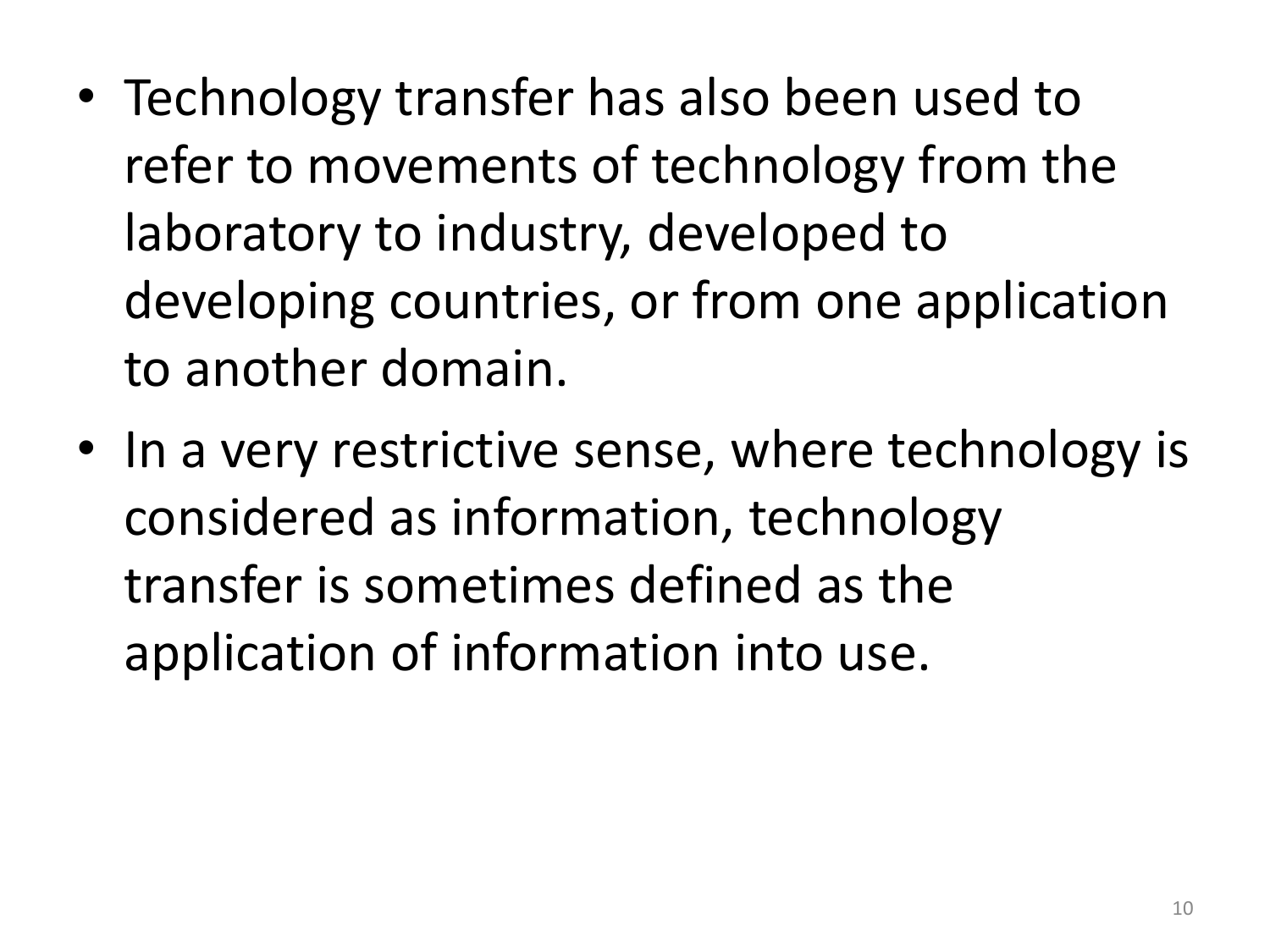- Technology transfer has also been used to refer to movements of technology from the laboratory to industry, developed to developing countries, or from one application to another domain.
- In a very restrictive sense, where technology is considered as information, technology transfer is sometimes defined as the application of information into use.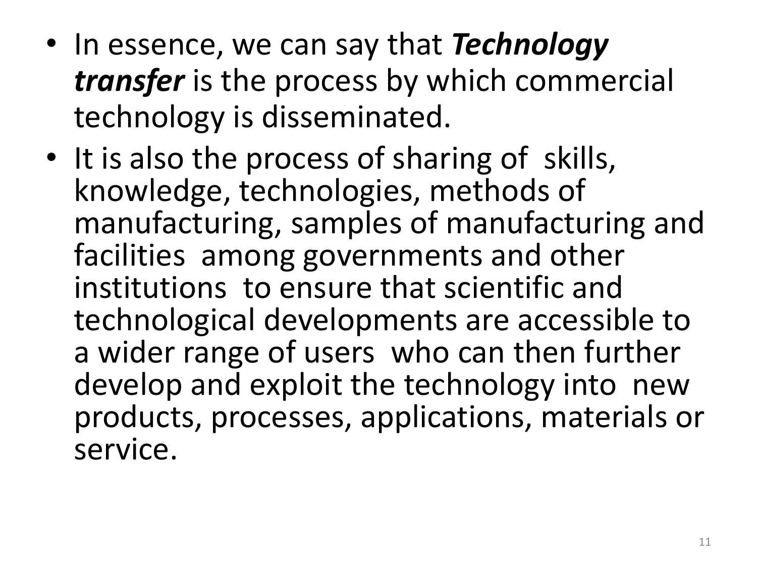- In essence, we can say that ***Technology transfer*** is the process by which commercial technology is disseminated.
- It is also the process of sharing of skills, knowledge, technologies, methods of manufacturing, samples of manufacturing and facilities among governments and other institutions to ensure that scientific and technological developments are accessible to a wider range of users who can then further develop and exploit the technology into new products, processes, applications, materials or service.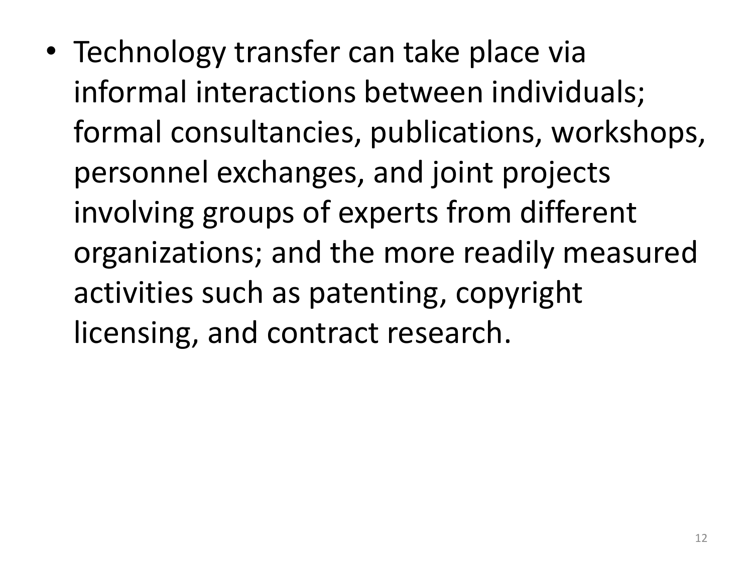- Technology transfer can take place via informal interactions between individuals; formal consultancies, publications, workshops, personnel exchanges, and joint projects involving groups of experts from different organizations; and the more readily measured activities such as patenting, copyright licensing, and contract research.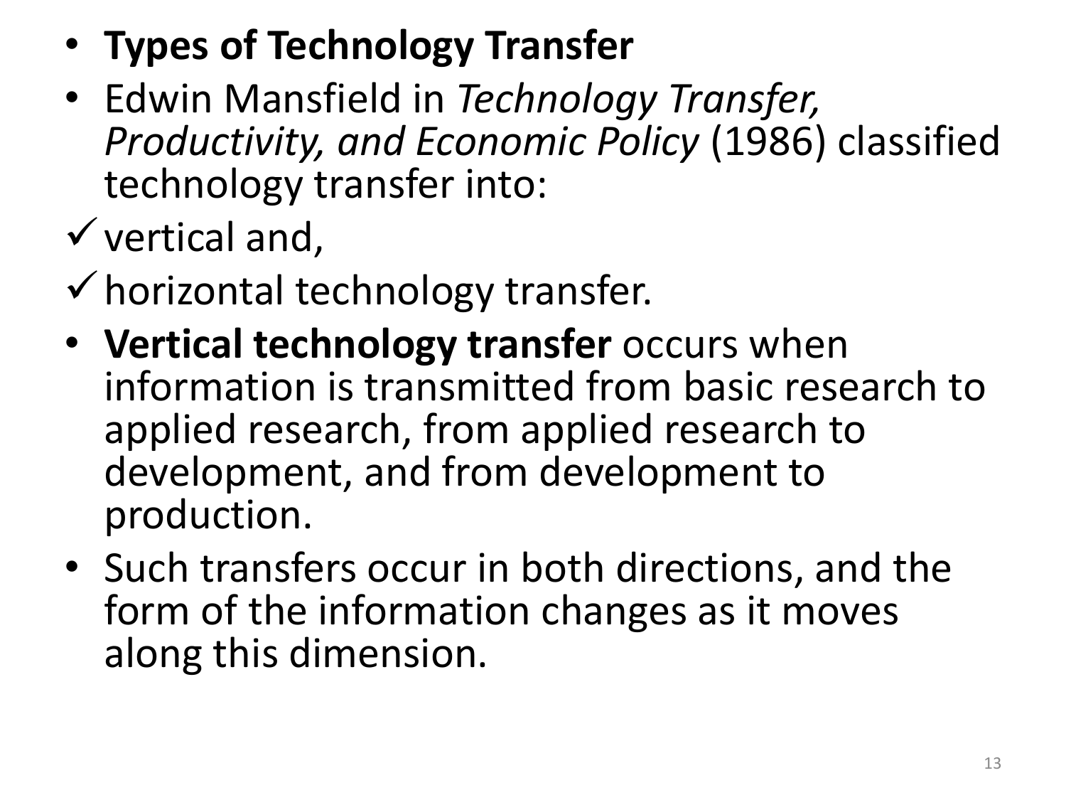- **Types of Technology Transfer**
- Edwin Mansfield in *Technology Transfer, Productivity, and Economic Policy* (1986) classified technology transfer into:

✓ vertical and,

✓ horizontal technology transfer.

- **Vertical technology transfer** occurs when information is transmitted from basic research to applied research, from applied research to development, and from development to production.
- Such transfers occur in both directions, and the form of the information changes as it moves along this dimension.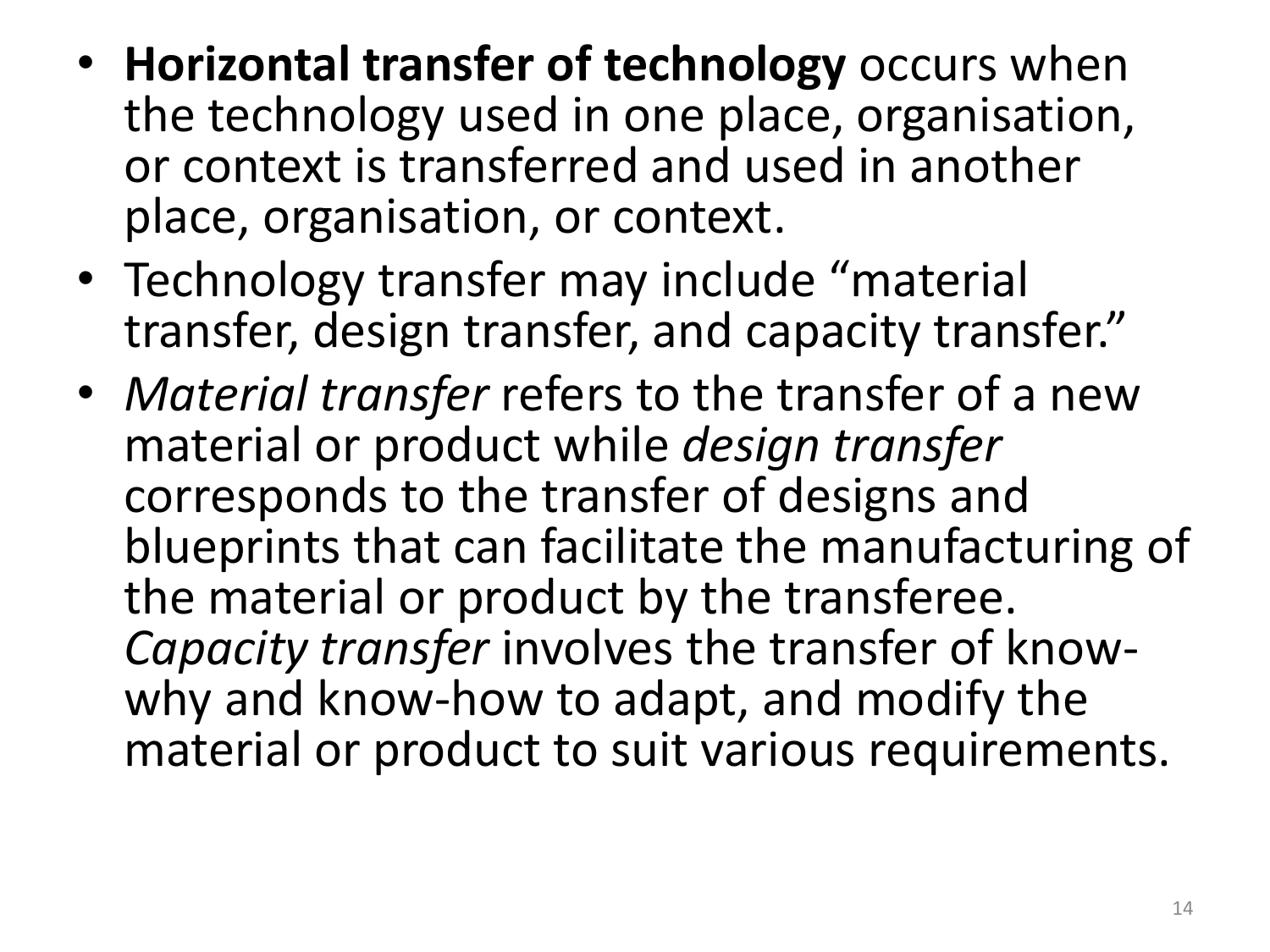- **Horizontal transfer of technology** occurs when the technology used in one place, organisation, or context is transferred and used in another place, organisation, or context.
- Technology transfer may include "material transfer, design transfer, and capacity transfer."
- *Material transfer* refers to the transfer of a new material or product while *design transfer* corresponds to the transfer of designs and blueprints that can facilitate the manufacturing of the material or product by the transferee. *Capacity transfer* involves the transfer of know-why and know-how to adapt, and modify the material or product to suit various requirements.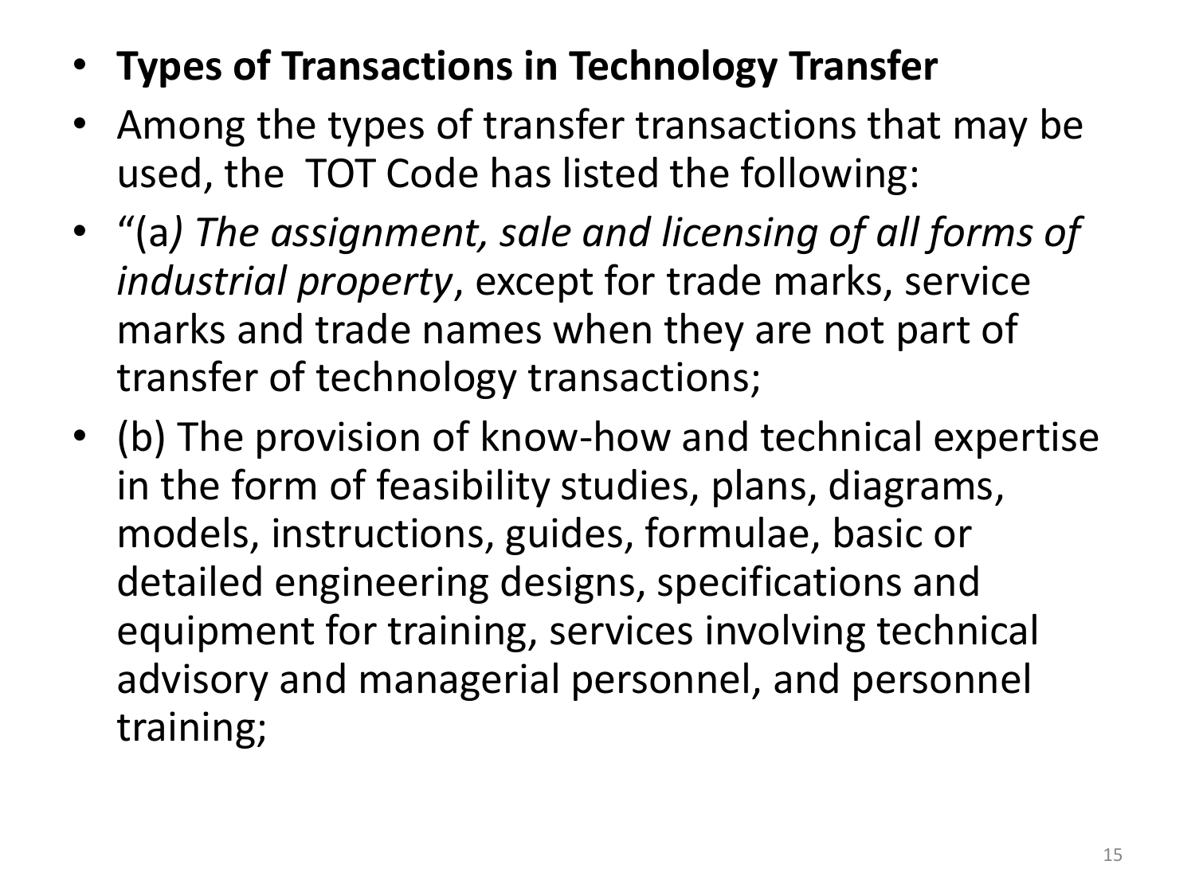- **Types of Transactions in Technology Transfer**
- Among the types of transfer transactions that may be used, the TOT Code has listed the following:
- "(a*) The assignment, sale and licensing of all forms of industrial property*, except for trade marks, service marks and trade names when they are not part of transfer of technology transactions;
- (b) The provision of know-how and technical expertise in the form of feasibility studies, plans, diagrams, models, instructions, guides, formulae, basic or detailed engineering designs, specifications and equipment for training, services involving technical advisory and managerial personnel, and personnel training;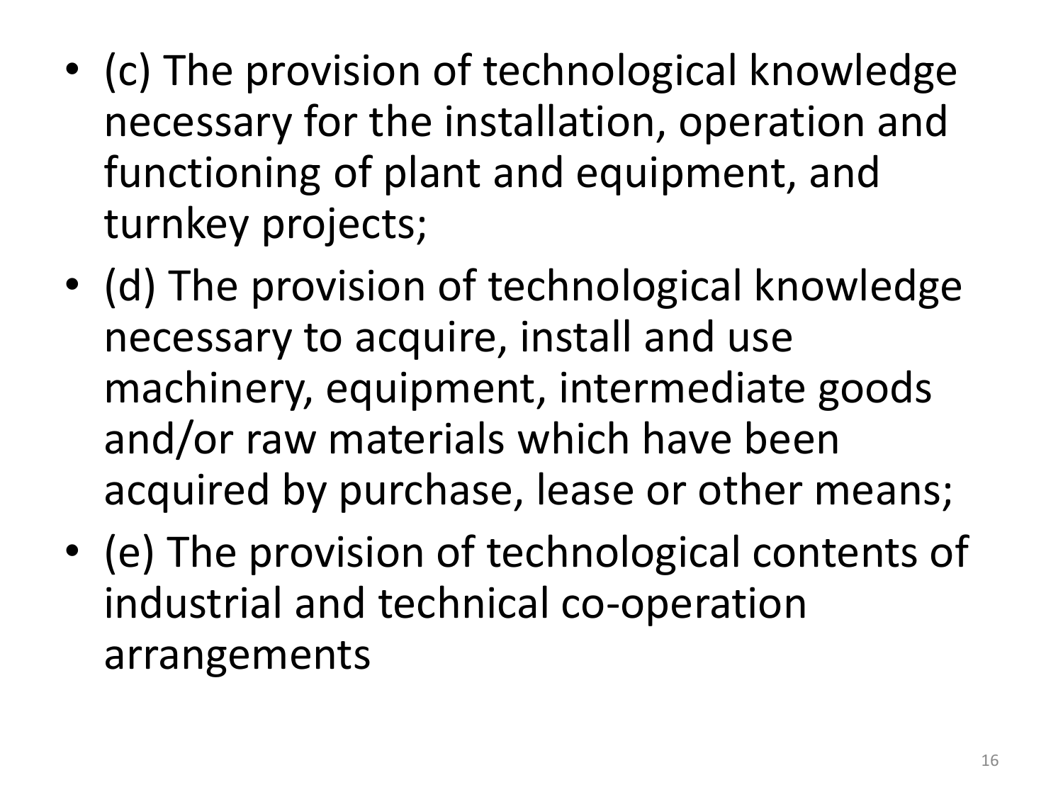- (c) The provision of technological knowledge necessary for the installation, operation and functioning of plant and equipment, and turnkey projects;
- (d) The provision of technological knowledge necessary to acquire, install and use machinery, equipment, intermediate goods and/or raw materials which have been acquired by purchase, lease or other means;
- (e) The provision of technological contents of industrial and technical co-operation arrangements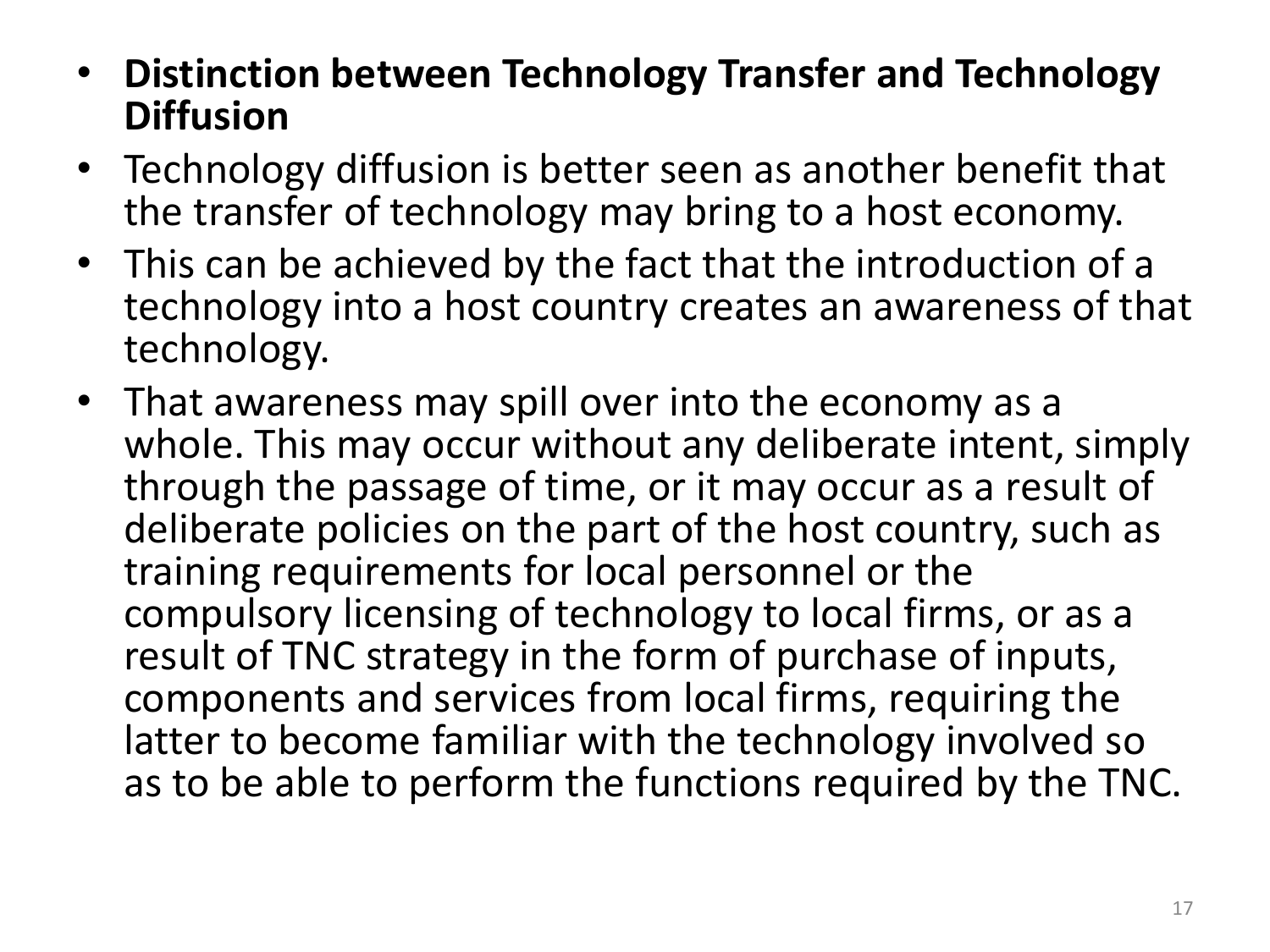- **Distinction between Technology Transfer and Technology Diffusion**
- Technology diffusion is better seen as another benefit that the transfer of technology may bring to a host economy.
- This can be achieved by the fact that the introduction of a technology into a host country creates an awareness of that technology.
- That awareness may spill over into the economy as a whole. This may occur without any deliberate intent, simply through the passage of time, or it may occur as a result of deliberate policies on the part of the host country, such as training requirements for local personnel or the compulsory licensing of technology to local firms, or as a result of TNC strategy in the form of purchase of inputs, components and services from local firms, requiring the latter to become familiar with the technology involved so as to be able to perform the functions required by the TNC.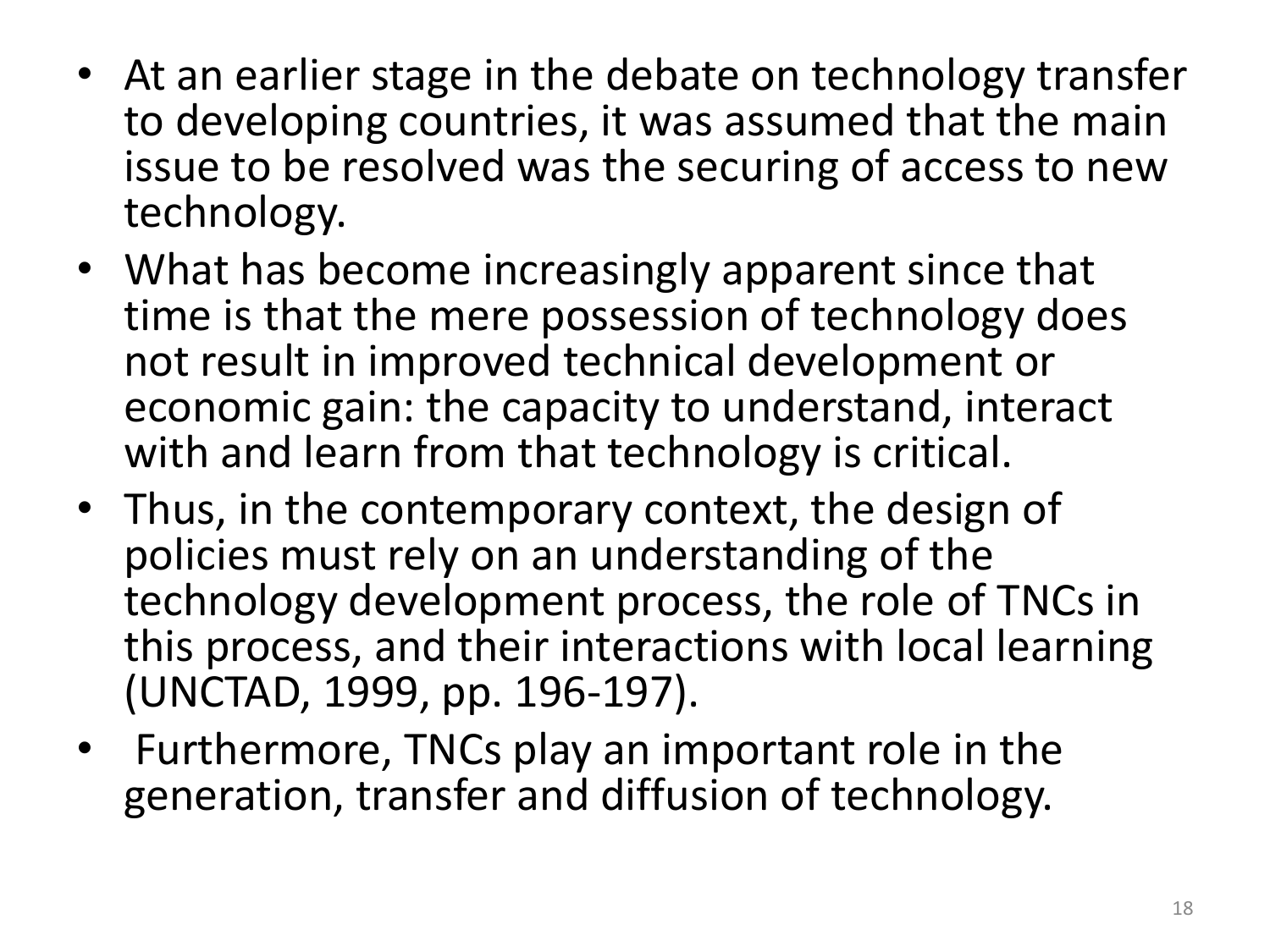- At an earlier stage in the debate on technology transfer to developing countries, it was assumed that the main issue to be resolved was the securing of access to new technology.
- What has become increasingly apparent since that time is that the mere possession of technology does not result in improved technical development or economic gain: the capacity to understand, interact with and learn from that technology is critical.
- Thus, in the contemporary context, the design of policies must rely on an understanding of the technology development process, the role of TNCs in this process, and their interactions with local learning (UNCTAD, 1999, pp. 196-197).
- Furthermore, TNCs play an important role in the generation, transfer and diffusion of technology.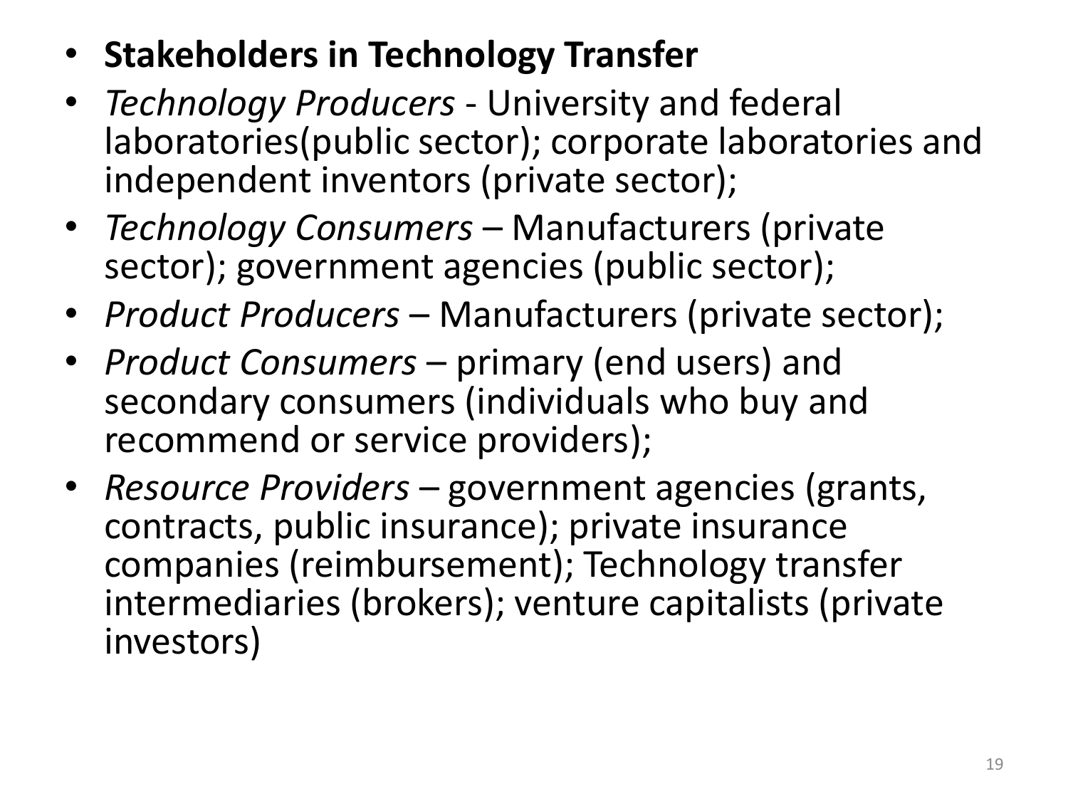- **Stakeholders in Technology Transfer**
- *Technology Producers* - University and federal laboratories(public sector); corporate laboratories and independent inventors (private sector);
- *Technology Consumers* – Manufacturers (private sector); government agencies (public sector);
- *Product Producers* – Manufacturers (private sector);
- *Product Consumers* – primary (end users) and secondary consumers (individuals who buy and recommend or service providers);
- *Resource Providers* – government agencies (grants, contracts, public insurance); private insurance companies (reimbursement); Technology transfer intermediaries (brokers); venture capitalists (private investors)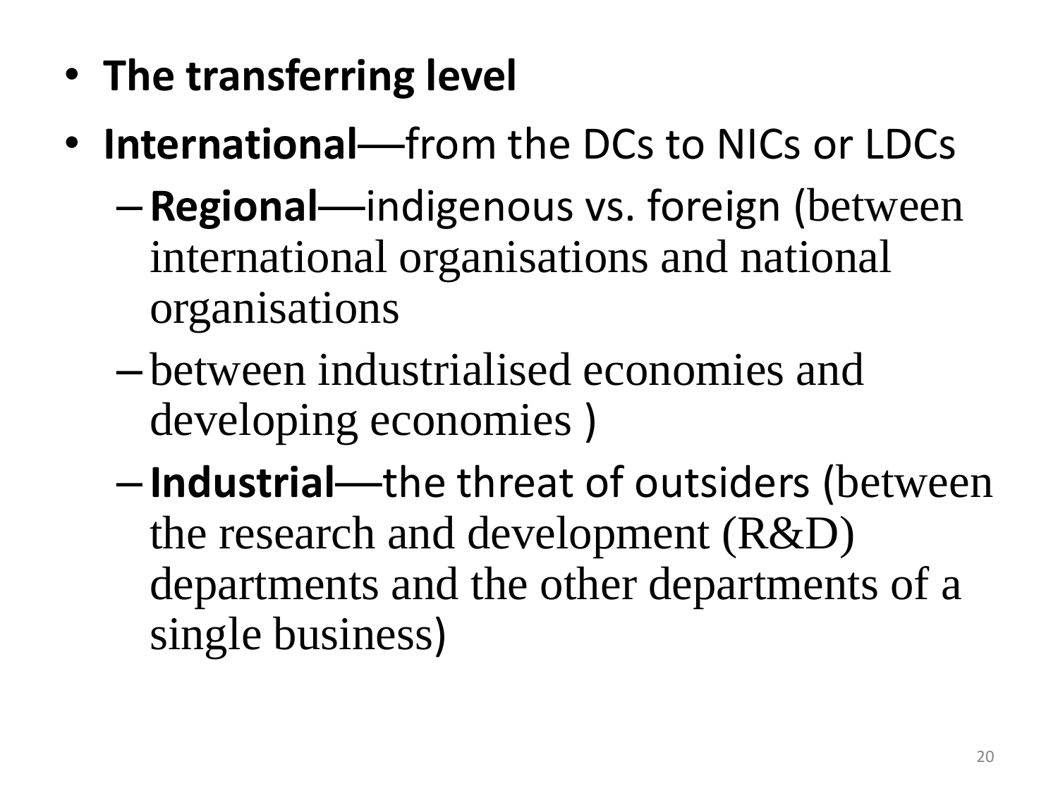- **The transferring level**
- **International**—from the DCs to NICs or LDCs
  - **Regional**—indigenous vs. foreign (between international organisations and national organisations
  - between industrialised economies and developing economies )
  - **Industrial**—the threat of outsiders (between the research and development (R&D) departments and the other departments of a single business)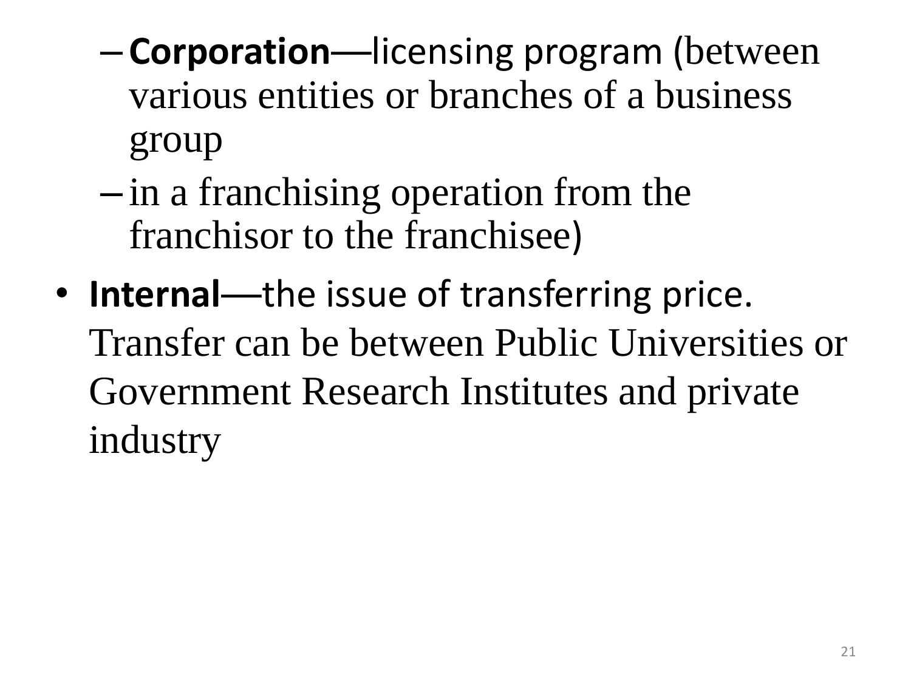- **Corporation**—licensing program (between various entities or branches of a business group
  - in a franchising operation from the franchisor to the franchisee)
- **Internal**—the issue of transferring price. Transfer can be between Public Universities or Government Research Institutes and private industry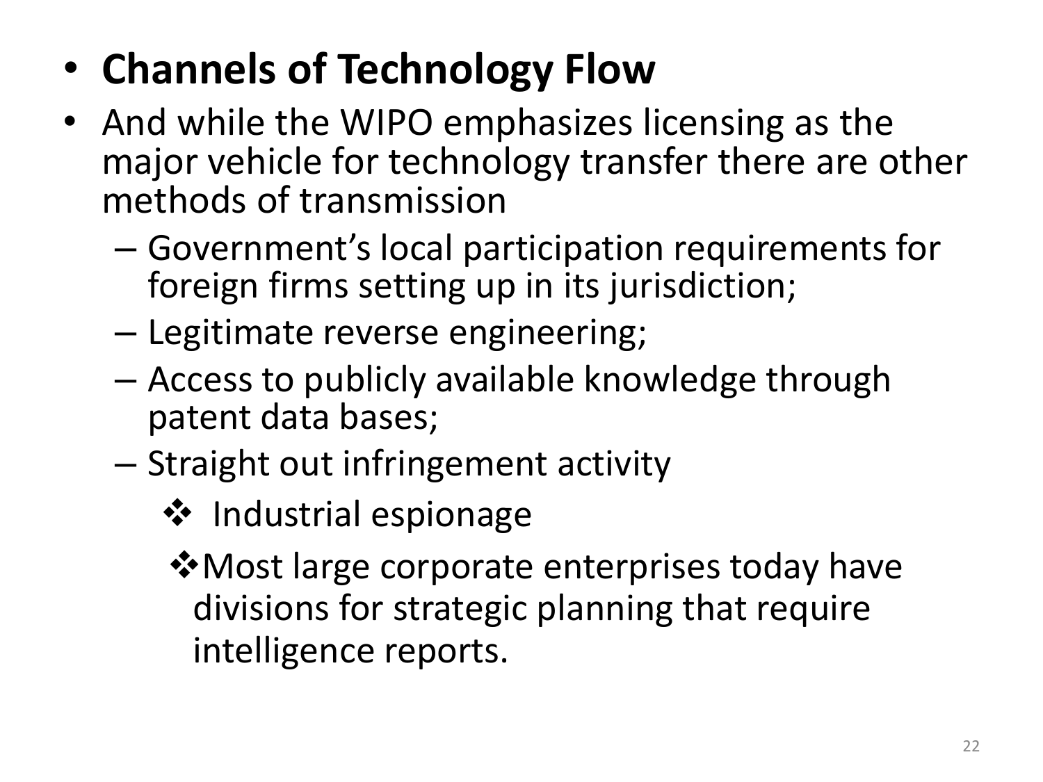- **Channels of Technology Flow**
- And while the WIPO emphasizes licensing as the major vehicle for technology transfer there are other methods of transmission
  - Government's local participation requirements for foreign firms setting up in its jurisdiction;
  - Legitimate reverse engineering;
  - Access to publicly available knowledge through patent data bases;
  - Straight out infringement activity
    - ❖ Industrial espionage
    - ❖ Most large corporate enterprises today have divisions for strategic planning that require intelligence reports.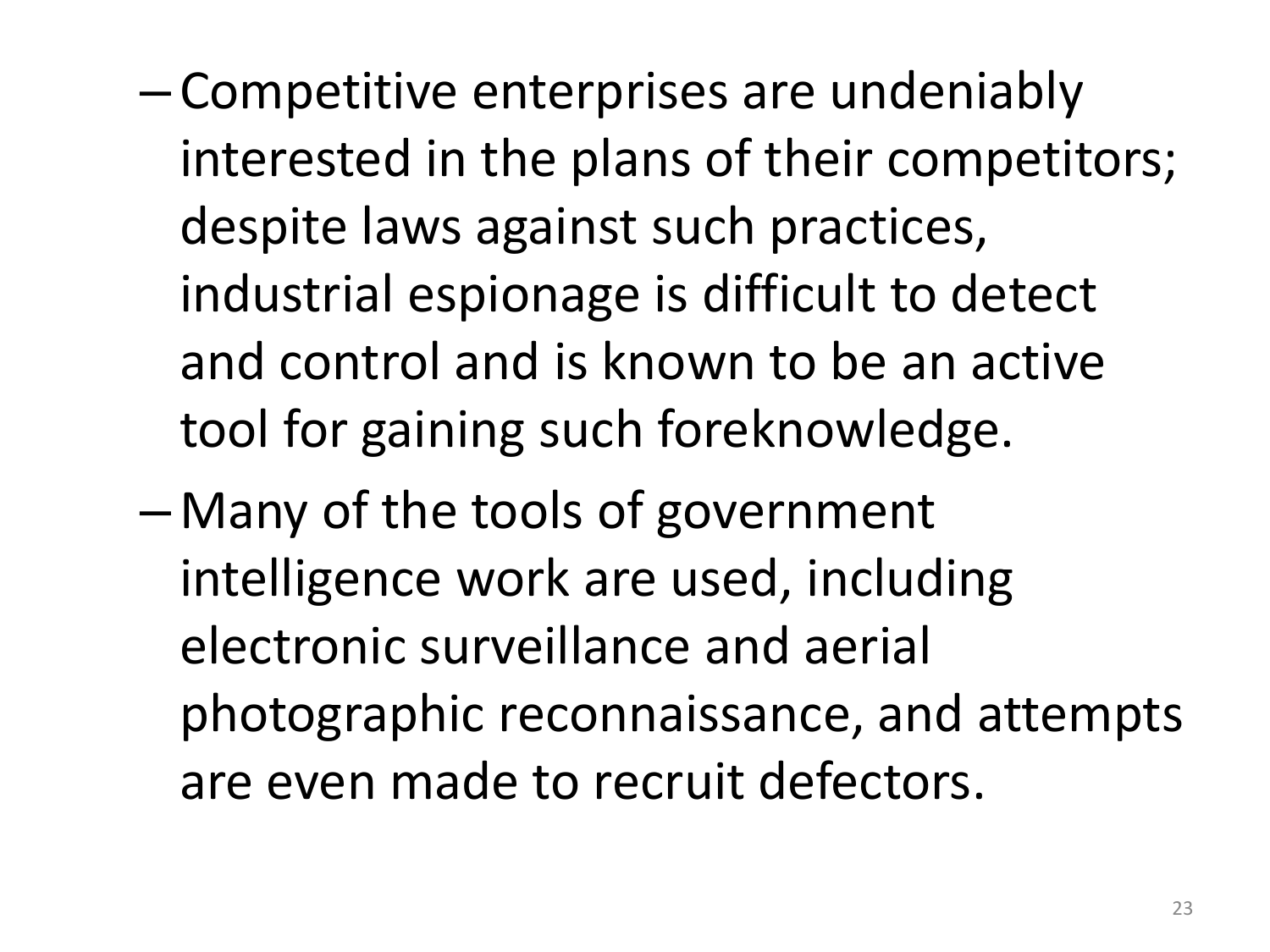- Competitive enterprises are undeniably interested in the plans of their competitors; despite laws against such practices, industrial espionage is difficult to detect and control and is known to be an active tool for gaining such foreknowledge.
- Many of the tools of government intelligence work are used, including electronic surveillance and aerial photographic reconnaissance, and attempts are even made to recruit defectors.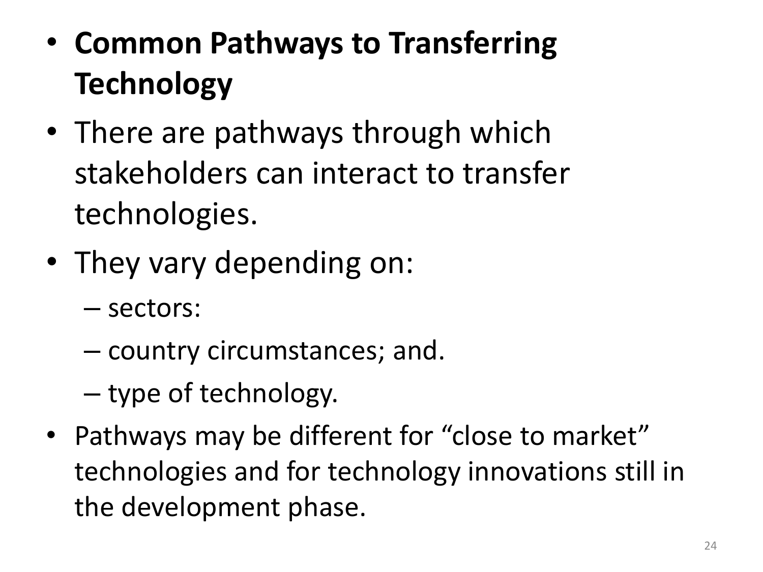- **Common Pathways to Transferring Technology**
- There are pathways through which stakeholders can interact to transfer technologies.
- They vary depending on:
  - sectors:
  - country circumstances; and.
  - type of technology.
- Pathways may be different for "close to market" technologies and for technology innovations still in the development phase.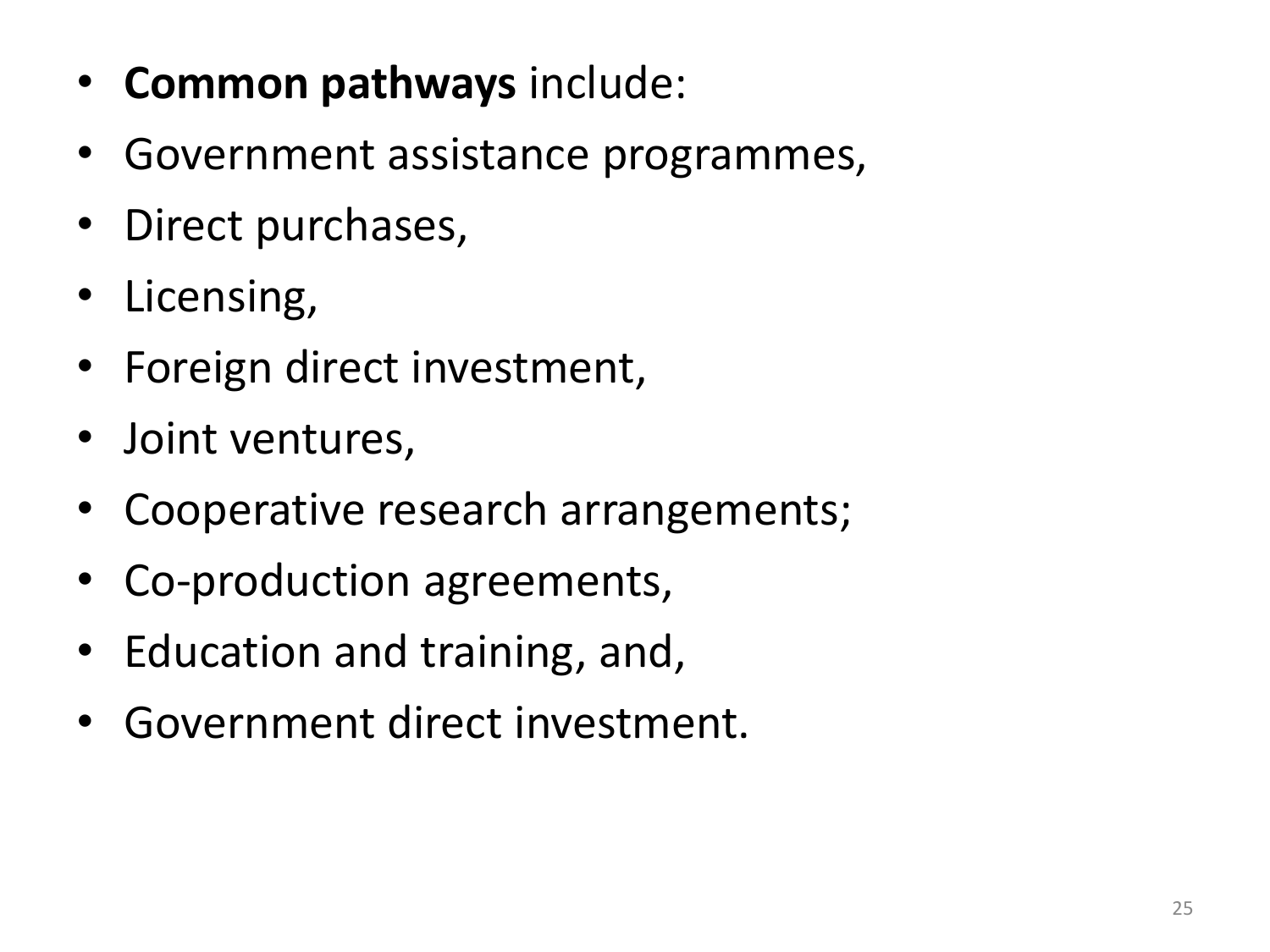- **Common pathways** include:
- Government assistance programmes,
- Direct purchases,
- Licensing,
- Foreign direct investment,
- Joint ventures,
- Cooperative research arrangements;
- Co-production agreements,
- Education and training, and,
- Government direct investment.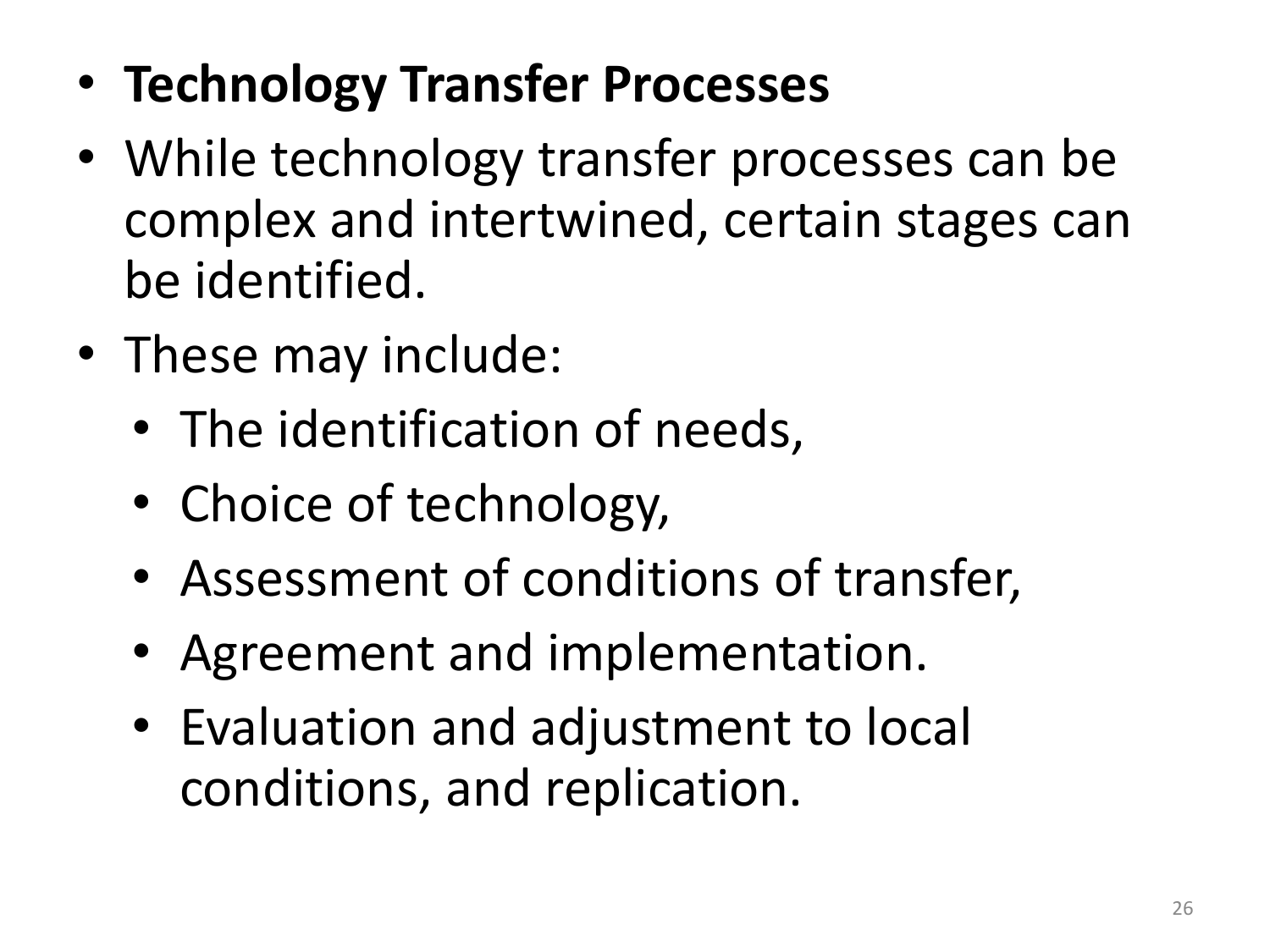- **Technology Transfer Processes**
- While technology transfer processes can be complex and intertwined, certain stages can be identified.
- These may include:
  - The identification of needs,
  - Choice of technology,
  - Assessment of conditions of transfer,
  - Agreement and implementation.
  - Evaluation and adjustment to local conditions, and replication.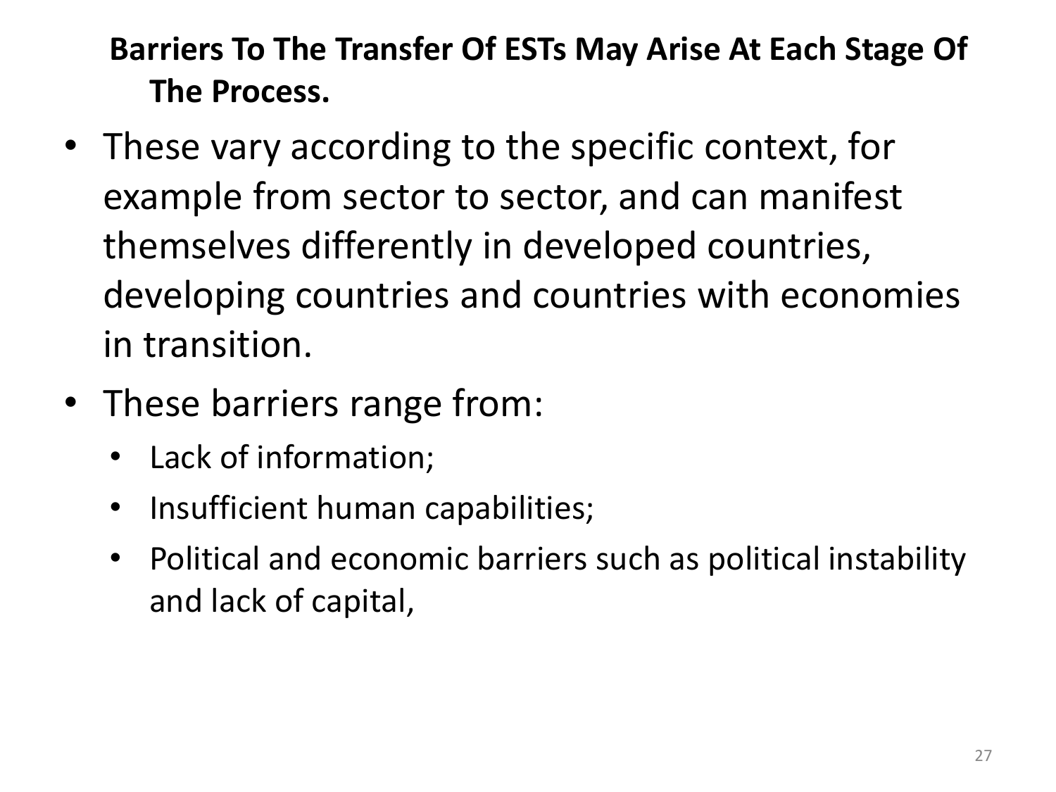## Barriers To The Transfer Of ESTs May Arise At Each Stage Of The Process.

- These vary according to the specific context, for example from sector to sector, and can manifest themselves differently in developed countries, developing countries and countries with economies in transition.
- These barriers range from:
  - Lack of information;
  - Insufficient human capabilities;
  - Political and economic barriers such as political instability and lack of capital,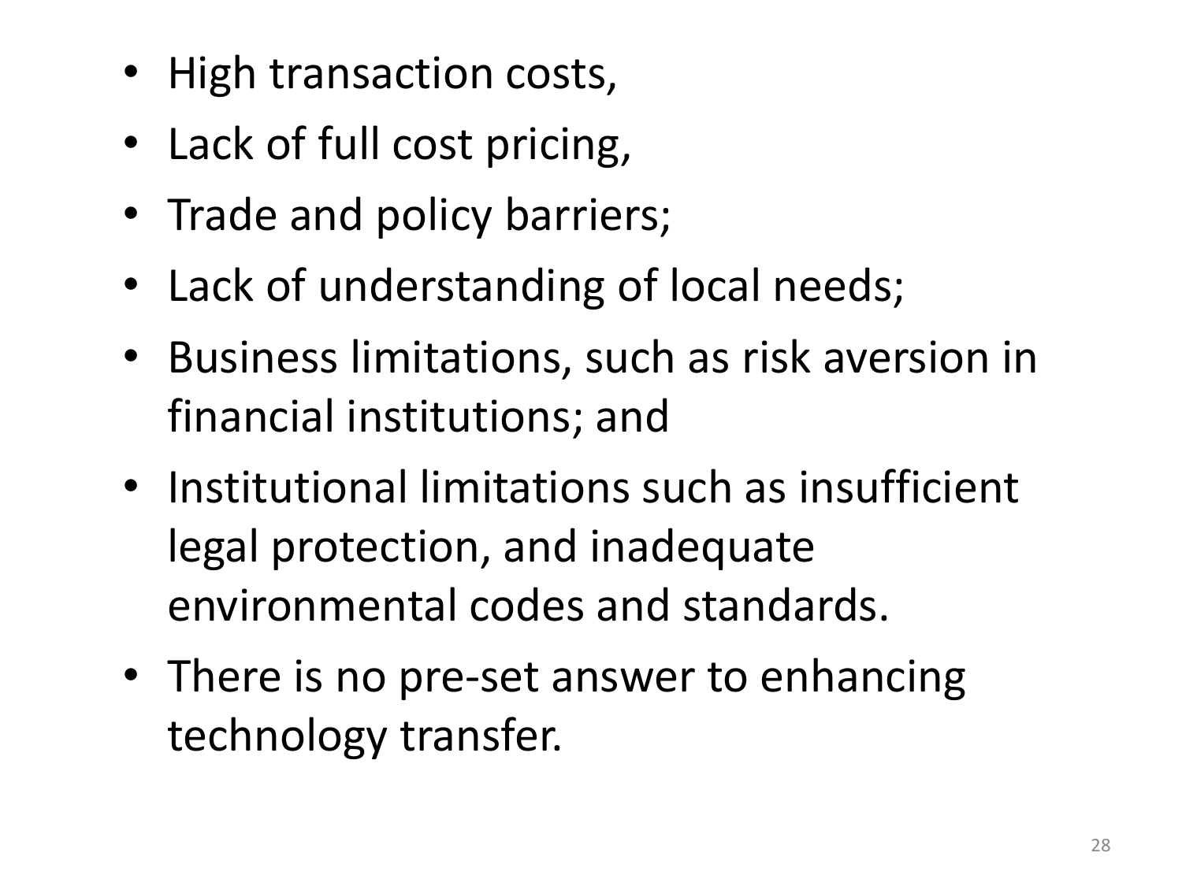- High transaction costs,
- Lack of full cost pricing,
- Trade and policy barriers;
- Lack of understanding of local needs;
- Business limitations, such as risk aversion in financial institutions; and
- Institutional limitations such as insufficient legal protection, and inadequate environmental codes and standards.
- There is no pre-set answer to enhancing technology transfer.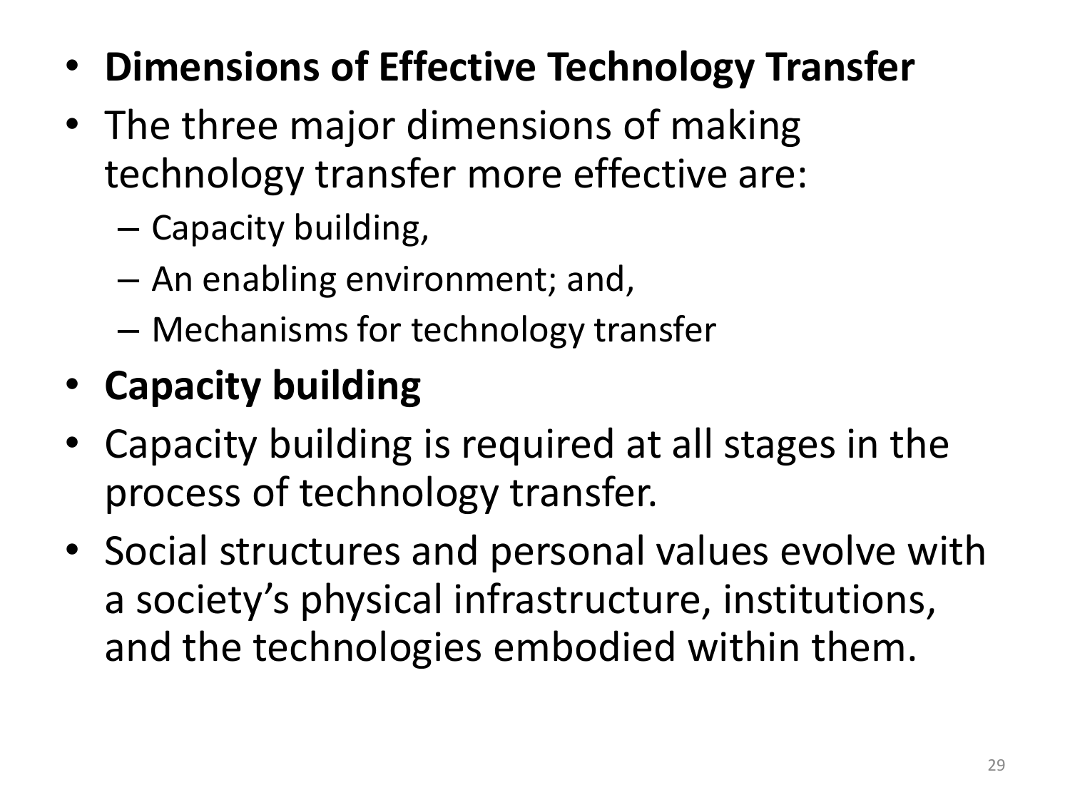- **Dimensions of Effective Technology Transfer**
- The three major dimensions of making technology transfer more effective are:
  - Capacity building,
  - An enabling environment; and,
  - Mechanisms for technology transfer
- **Capacity building**
- Capacity building is required at all stages in the process of technology transfer.
- Social structures and personal values evolve with a society's physical infrastructure, institutions, and the technologies embodied within them.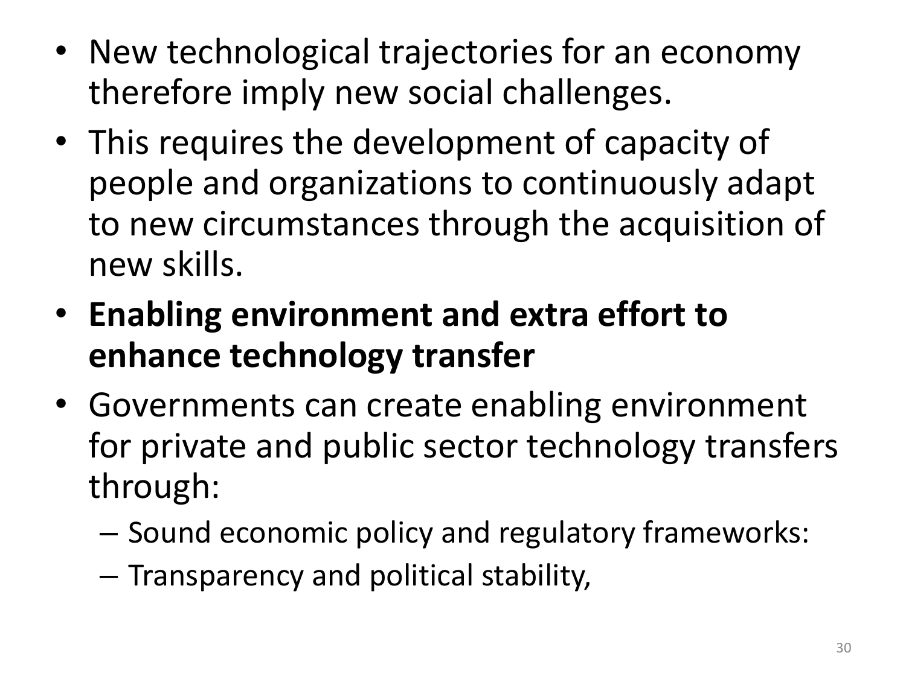- New technological trajectories for an economy therefore imply new social challenges.
- This requires the development of capacity of people and organizations to continuously adapt to new circumstances through the acquisition of new skills.
- **Enabling environment and extra effort to enhance technology transfer**
- Governments can create enabling environment for private and public sector technology transfers through:
  - Sound economic policy and regulatory frameworks:
  - Transparency and political stability,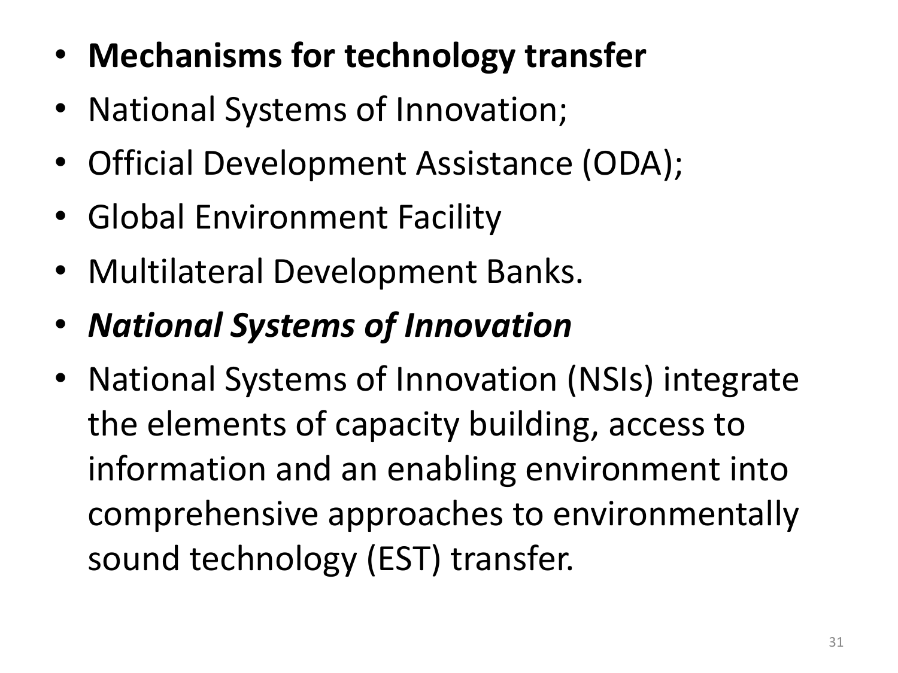- **Mechanisms for technology transfer**
- National Systems of Innovation;
- Official Development Assistance (ODA);
- Global Environment Facility
- Multilateral Development Banks.
- ***National Systems of Innovation***
- National Systems of Innovation (NSIs) integrate the elements of capacity building, access to information and an enabling environment into comprehensive approaches to environmentally sound technology (EST) transfer.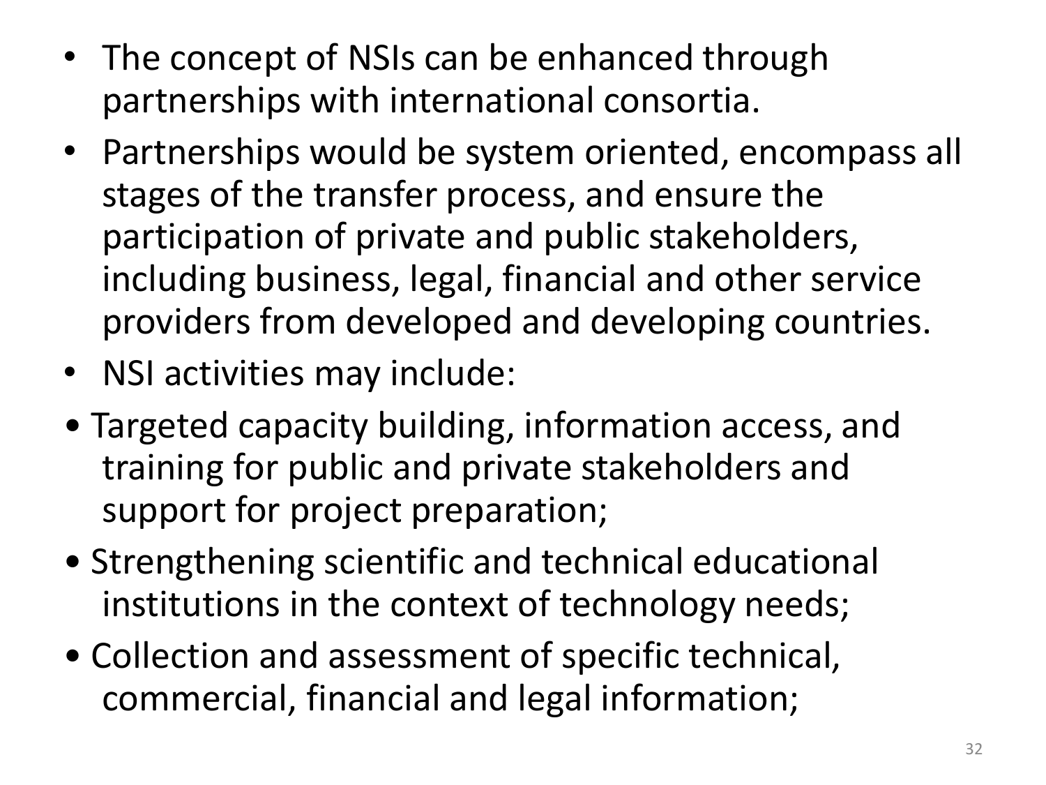- The concept of NSIs can be enhanced through partnerships with international consortia.
- Partnerships would be system oriented, encompass all stages of the transfer process, and ensure the participation of private and public stakeholders, including business, legal, financial and other service providers from developed and developing countries.
- NSI activities may include:
- Targeted capacity building, information access, and training for public and private stakeholders and support for project preparation;
- Strengthening scientific and technical educational institutions in the context of technology needs;
- Collection and assessment of specific technical, commercial, financial and legal information;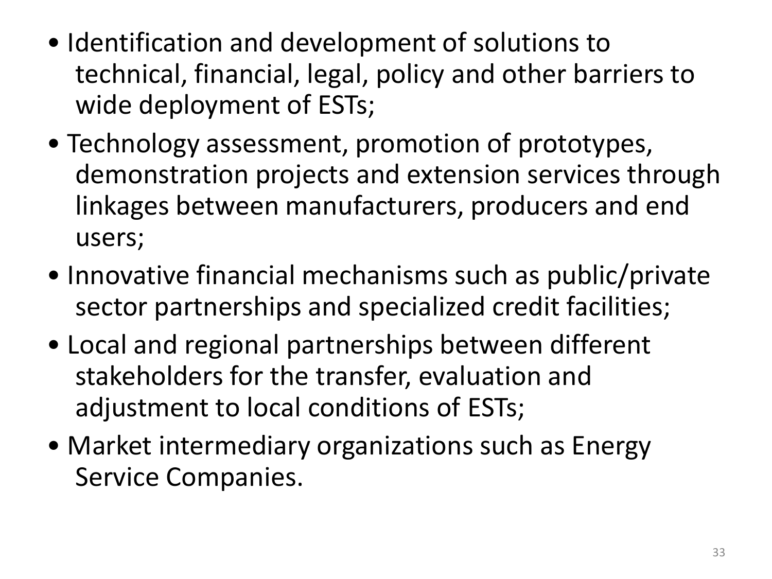- Identification and development of solutions to technical, financial, legal, policy and other barriers to wide deployment of ESTs;
- Technology assessment, promotion of prototypes, demonstration projects and extension services through linkages between manufacturers, producers and end users;
- Innovative financial mechanisms such as public/private sector partnerships and specialized credit facilities;
- Local and regional partnerships between different stakeholders for the transfer, evaluation and adjustment to local conditions of ESTs;
- Market intermediary organizations such as Energy Service Companies.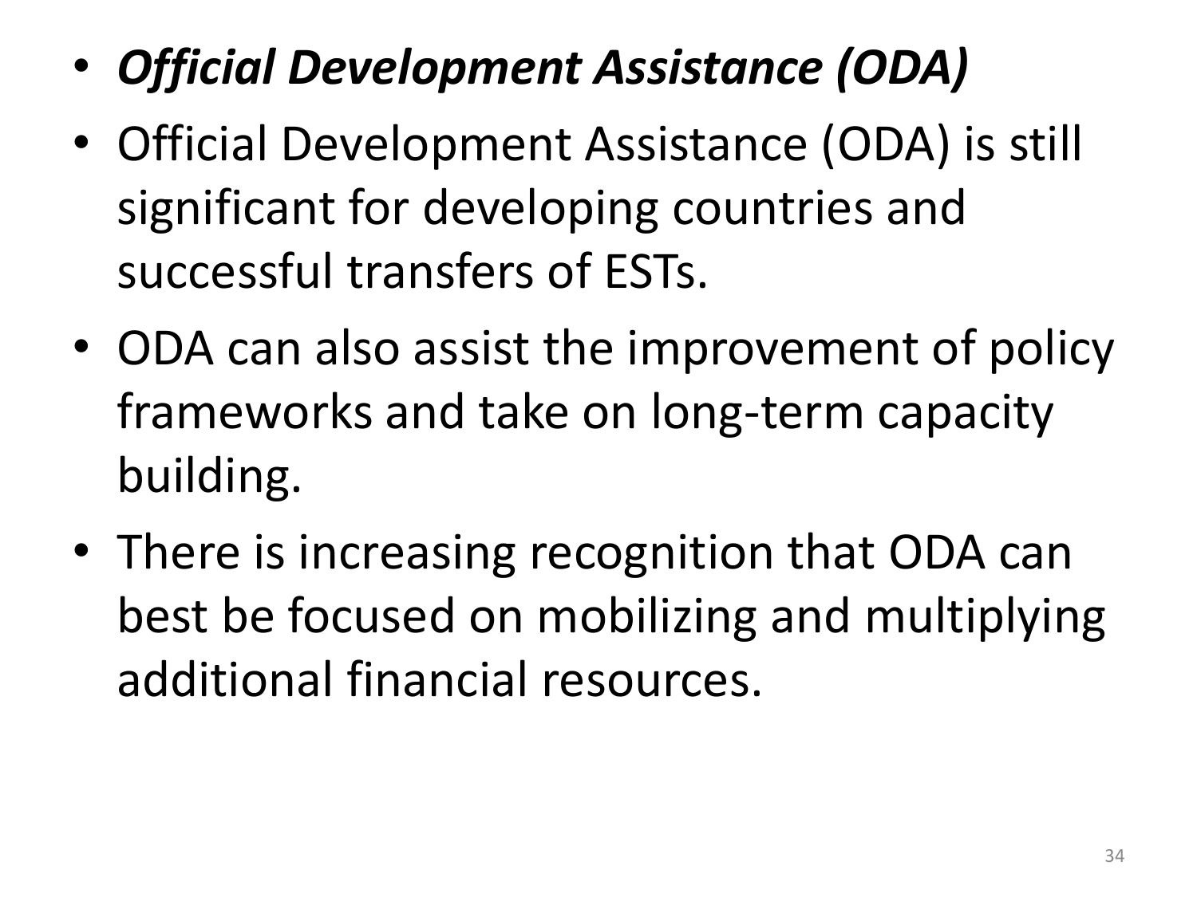- ***Official Development Assistance (ODA)***
- Official Development Assistance (ODA) is still significant for developing countries and successful transfers of ESTs.
- ODA can also assist the improvement of policy frameworks and take on long-term capacity building.
- There is increasing recognition that ODA can best be focused on mobilizing and multiplying additional financial resources.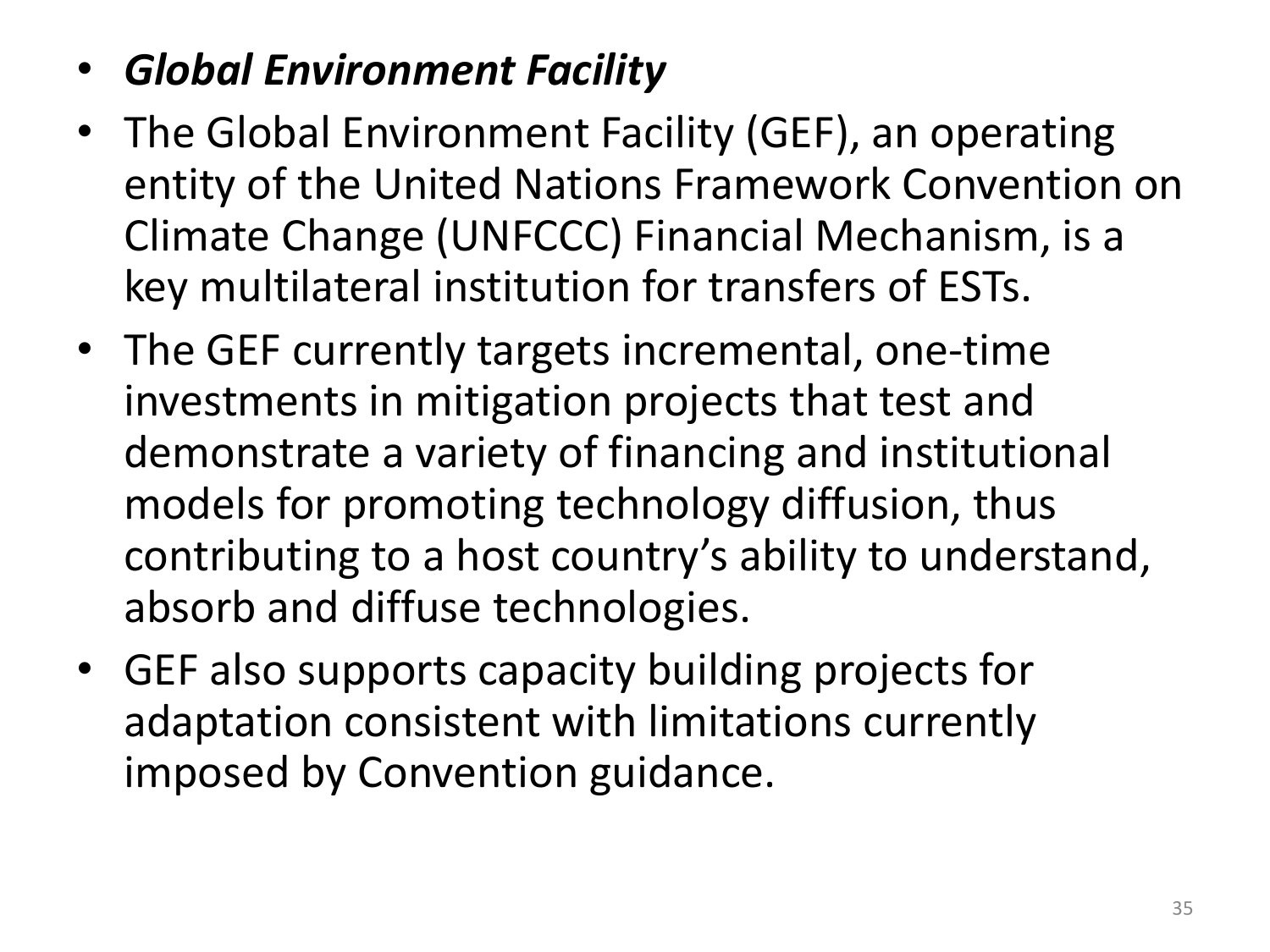- ***Global Environment Facility***
- The Global Environment Facility (GEF), an operating entity of the United Nations Framework Convention on Climate Change (UNFCCC) Financial Mechanism, is a key multilateral institution for transfers of ESTs.
- The GEF currently targets incremental, one-time investments in mitigation projects that test and demonstrate a variety of financing and institutional models for promoting technology diffusion, thus contributing to a host country's ability to understand, absorb and diffuse technologies.
- GEF also supports capacity building projects for adaptation consistent with limitations currently imposed by Convention guidance.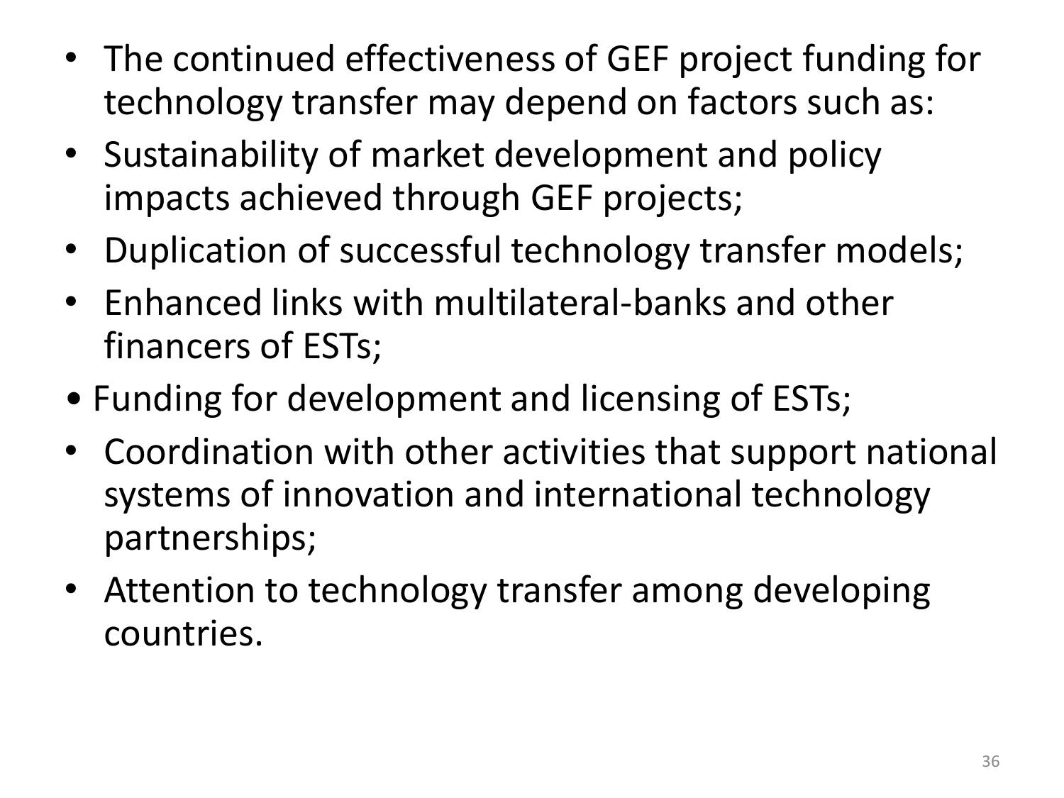- The continued effectiveness of GEF project funding for technology transfer may depend on factors such as:
- Sustainability of market development and policy impacts achieved through GEF projects;
- Duplication of successful technology transfer models;
- Enhanced links with multilateral-banks and other financers of ESTs;
- Funding for development and licensing of ESTs;
- Coordination with other activities that support national systems of innovation and international technology partnerships;
- Attention to technology transfer among developing countries.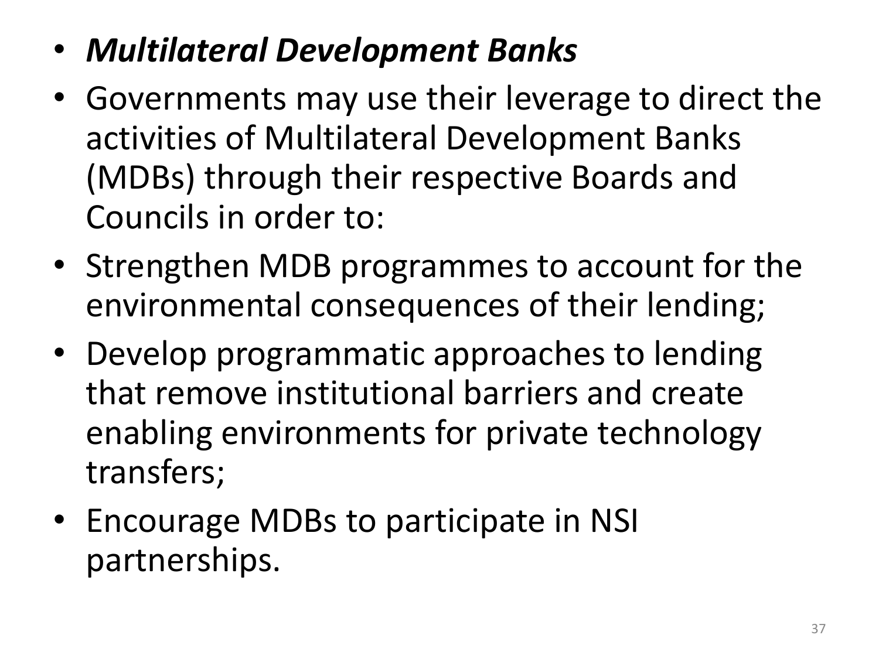- ***Multilateral Development Banks***
- Governments may use their leverage to direct the activities of Multilateral Development Banks (MDBs) through their respective Boards and Councils in order to:
- Strengthen MDB programmes to account for the environmental consequences of their lending;
- Develop programmatic approaches to lending that remove institutional barriers and create enabling environments for private technology transfers;
- Encourage MDBs to participate in NSI partnerships.